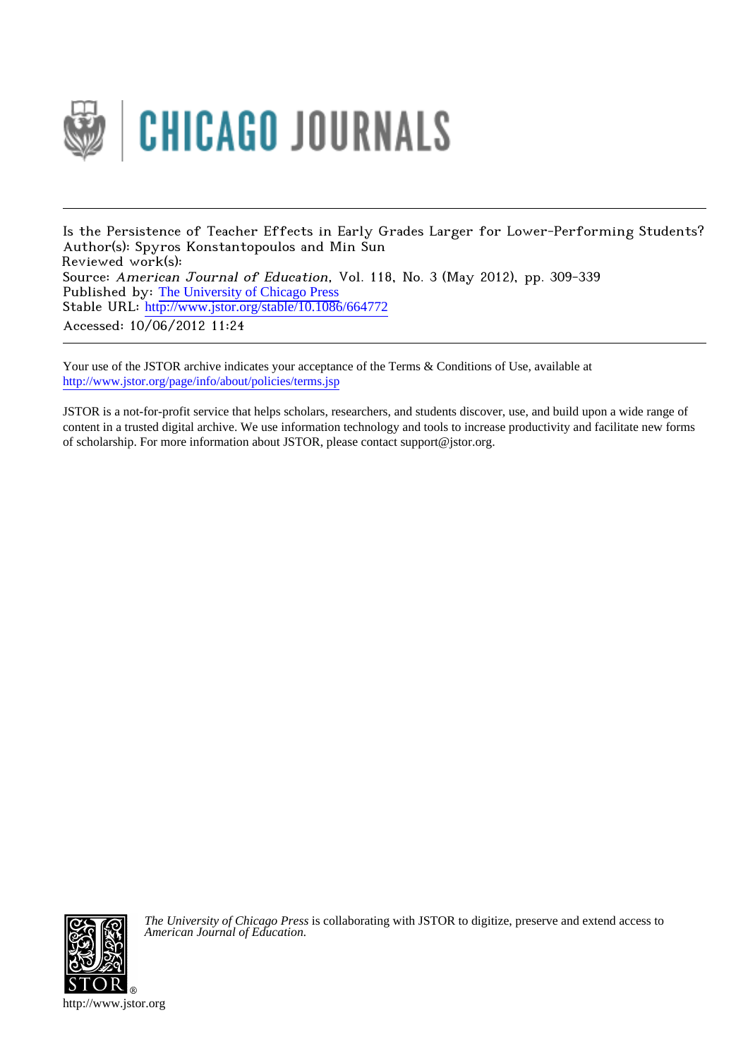Is the Persistence of Teacher Effects in Early Grades Larger for Lower-Performing Students?
Author(s): Spyros Konstantopoulos and Min Sun
Reviewed work(s):
Source: *American Journal of Education*, Vol. 118, No. 3 (May 2012), pp. 309-339
Published by: The University of Chicago Press
Stable URL: http://www.jstor.org/stable/10.1086/664772
Accessed: 10/06/2012 11:24

---

Your use of the JSTOR archive indicates your acceptance of the Terms & Conditions of Use, available at
http://www.jstor.org/page/info/about/policies/terms.jsp

JSTOR is a not-for-profit service that helps scholars, researchers, and students discover, use, and build upon a wide range of content in a trusted digital archive. We use information technology and tools to increase productivity and facilitate new forms of scholarship. For more information about JSTOR, please contact support@jstor.org.

*The University of Chicago Press* is collaborating with JSTOR to digitize, preserve and extend access to *American Journal of Education.*

http://www.jstor.org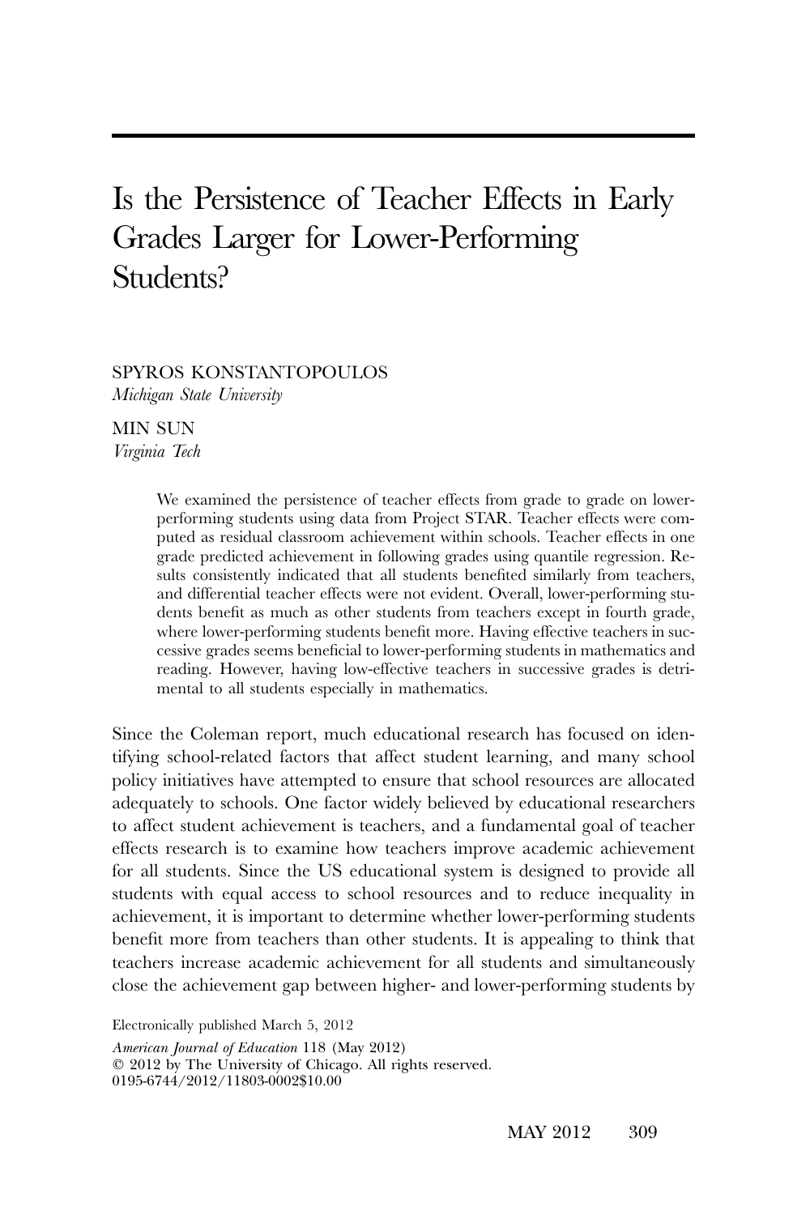# Is the Persistence of Teacher Effects in Early Grades Larger for Lower-Performing Students?

SPYROS KONSTANTOPOULOS
*Michigan State University*

MIN SUN
*Virginia Tech*

> We examined the persistence of teacher effects from grade to grade on lower-performing students using data from Project STAR. Teacher effects were computed as residual classroom achievement within schools. Teacher effects in one grade predicted achievement in following grades using quantile regression. Results consistently indicated that all students benefited similarly from teachers, and differential teacher effects were not evident. Overall, lower-performing students benefit as much as other students from teachers except in fourth grade, where lower-performing students benefit more. Having effective teachers in successive grades seems beneficial to lower-performing students in mathematics and reading. However, having low-effective teachers in successive grades is detrimental to all students especially in mathematics.

Since the Coleman report, much educational research has focused on identifying school-related factors that affect student learning, and many school policy initiatives have attempted to ensure that school resources are allocated adequately to schools. One factor widely believed by educational researchers to affect student achievement is teachers, and a fundamental goal of teacher effects research is to examine how teachers improve academic achievement for all students. Since the US educational system is designed to provide all students with equal access to school resources and to reduce inequality in achievement, it is important to determine whether lower-performing students benefit more from teachers than other students. It is appealing to think that teachers increase academic achievement for all students and simultaneously close the achievement gap between higher- and lower-performing students by

Electronically published March 5, 2012

*American Journal of Education* 118 (May 2012)
© 2012 by The University of Chicago. All rights reserved.
0195-6744/2012/11803-0002$10.00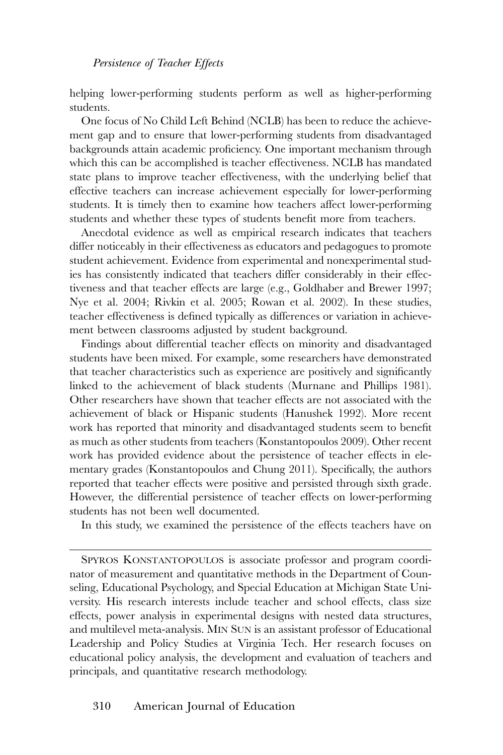helping lower-performing students perform as well as higher-performing students.

One focus of No Child Left Behind (NCLB) has been to reduce the achievement gap and to ensure that lower-performing students from disadvantaged backgrounds attain academic proficiency. One important mechanism through which this can be accomplished is teacher effectiveness. NCLB has mandated state plans to improve teacher effectiveness, with the underlying belief that effective teachers can increase achievement especially for lower-performing students. It is timely then to examine how teachers affect lower-performing students and whether these types of students benefit more from teachers.

Anecdotal evidence as well as empirical research indicates that teachers differ noticeably in their effectiveness as educators and pedagogues to promote student achievement. Evidence from experimental and nonexperimental studies has consistently indicated that teachers differ considerably in their effectiveness and that teacher effects are large (e.g., Goldhaber and Brewer 1997; Nye et al. 2004; Rivkin et al. 2005; Rowan et al. 2002). In these studies, teacher effectiveness is defined typically as differences or variation in achievement between classrooms adjusted by student background.

Findings about differential teacher effects on minority and disadvantaged students have been mixed. For example, some researchers have demonstrated that teacher characteristics such as experience are positively and significantly linked to the achievement of black students (Murnane and Phillips 1981). Other researchers have shown that teacher effects are not associated with the achievement of black or Hispanic students (Hanushek 1992). More recent work has reported that minority and disadvantaged students seem to benefit as much as other students from teachers (Konstantopoulos 2009). Other recent work has provided evidence about the persistence of teacher effects in elementary grades (Konstantopoulos and Chung 2011). Specifically, the authors reported that teacher effects were positive and persisted through sixth grade. However, the differential persistence of teacher effects on lower-performing students has not been well documented.

In this study, we examined the persistence of the effects teachers have on

---

SPYROS KONSTANTOPOULOS is associate professor and program coordinator of measurement and quantitative methods in the Department of Counseling, Educational Psychology, and Special Education at Michigan State University. His research interests include teacher and school effects, class size effects, power analysis in experimental designs with nested data structures, and multilevel meta-analysis. MIN SUN is an assistant professor of Educational Leadership and Policy Studies at Virginia Tech. Her research focuses on educational policy analysis, the development and evaluation of teachers and principals, and quantitative research methodology.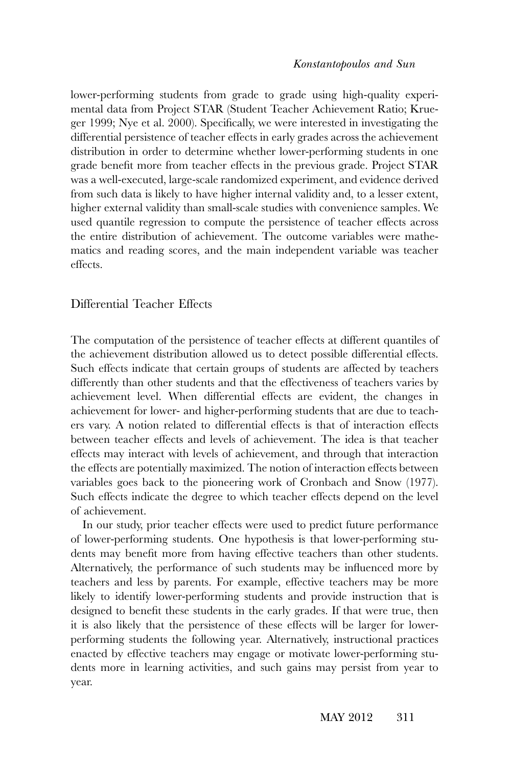lower-performing students from grade to grade using high-quality experimental data from Project STAR (Student Teacher Achievement Ratio; Krueger 1999; Nye et al. 2000). Specifically, we were interested in investigating the differential persistence of teacher effects in early grades across the achievement distribution in order to determine whether lower-performing students in one grade benefit more from teacher effects in the previous grade. Project STAR was a well-executed, large-scale randomized experiment, and evidence derived from such data is likely to have higher internal validity and, to a lesser extent, higher external validity than small-scale studies with convenience samples. We used quantile regression to compute the persistence of teacher effects across the entire distribution of achievement. The outcome variables were mathematics and reading scores, and the main independent variable was teacher effects.

## Differential Teacher Effects

The computation of the persistence of teacher effects at different quantiles of the achievement distribution allowed us to detect possible differential effects. Such effects indicate that certain groups of students are affected by teachers differently than other students and that the effectiveness of teachers varies by achievement level. When differential effects are evident, the changes in achievement for lower- and higher-performing students that are due to teachers vary. A notion related to differential effects is that of interaction effects between teacher effects and levels of achievement. The idea is that teacher effects may interact with levels of achievement, and through that interaction the effects are potentially maximized. The notion of interaction effects between variables goes back to the pioneering work of Cronbach and Snow (1977). Such effects indicate the degree to which teacher effects depend on the level of achievement.

In our study, prior teacher effects were used to predict future performance of lower-performing students. One hypothesis is that lower-performing students may benefit more from having effective teachers than other students. Alternatively, the performance of such students may be influenced more by teachers and less by parents. For example, effective teachers may be more likely to identify lower-performing students and provide instruction that is designed to benefit these students in the early grades. If that were true, then it is also likely that the persistence of these effects will be larger for lower-performing students the following year. Alternatively, instructional practices enacted by effective teachers may engage or motivate lower-performing students more in learning activities, and such gains may persist from year to year.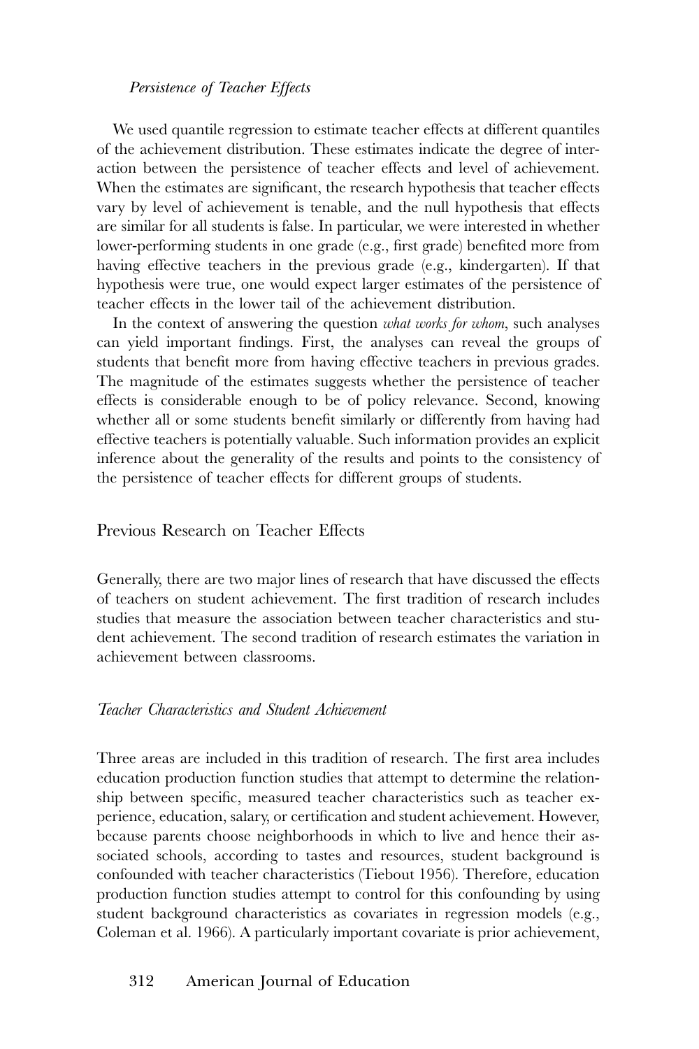### *Persistence of Teacher Effects*

We used quantile regression to estimate teacher effects at different quantiles of the achievement distribution. These estimates indicate the degree of interaction between the persistence of teacher effects and level of achievement. When the estimates are significant, the research hypothesis that teacher effects vary by level of achievement is tenable, and the null hypothesis that effects are similar for all students is false. In particular, we were interested in whether lower-performing students in one grade (e.g., first grade) benefited more from having effective teachers in the previous grade (e.g., kindergarten). If that hypothesis were true, one would expect larger estimates of the persistence of teacher effects in the lower tail of the achievement distribution.

In the context of answering the question *what works for whom*, such analyses can yield important findings. First, the analyses can reveal the groups of students that benefit more from having effective teachers in previous grades. The magnitude of the estimates suggests whether the persistence of teacher effects is considerable enough to be of policy relevance. Second, knowing whether all or some students benefit similarly or differently from having had effective teachers is potentially valuable. Such information provides an explicit inference about the generality of the results and points to the consistency of the persistence of teacher effects for different groups of students.

## Previous Research on Teacher Effects

Generally, there are two major lines of research that have discussed the effects of teachers on student achievement. The first tradition of research includes studies that measure the association between teacher characteristics and student achievement. The second tradition of research estimates the variation in achievement between classrooms.

### *Teacher Characteristics and Student Achievement*

Three areas are included in this tradition of research. The first area includes education production function studies that attempt to determine the relationship between specific, measured teacher characteristics such as teacher experience, education, salary, or certification and student achievement. However, because parents choose neighborhoods in which to live and hence their associated schools, according to tastes and resources, student background is confounded with teacher characteristics (Tiebout 1956). Therefore, education production function studies attempt to control for this confounding by using student background characteristics as covariates in regression models (e.g., Coleman et al. 1966). A particularly important covariate is prior achievement,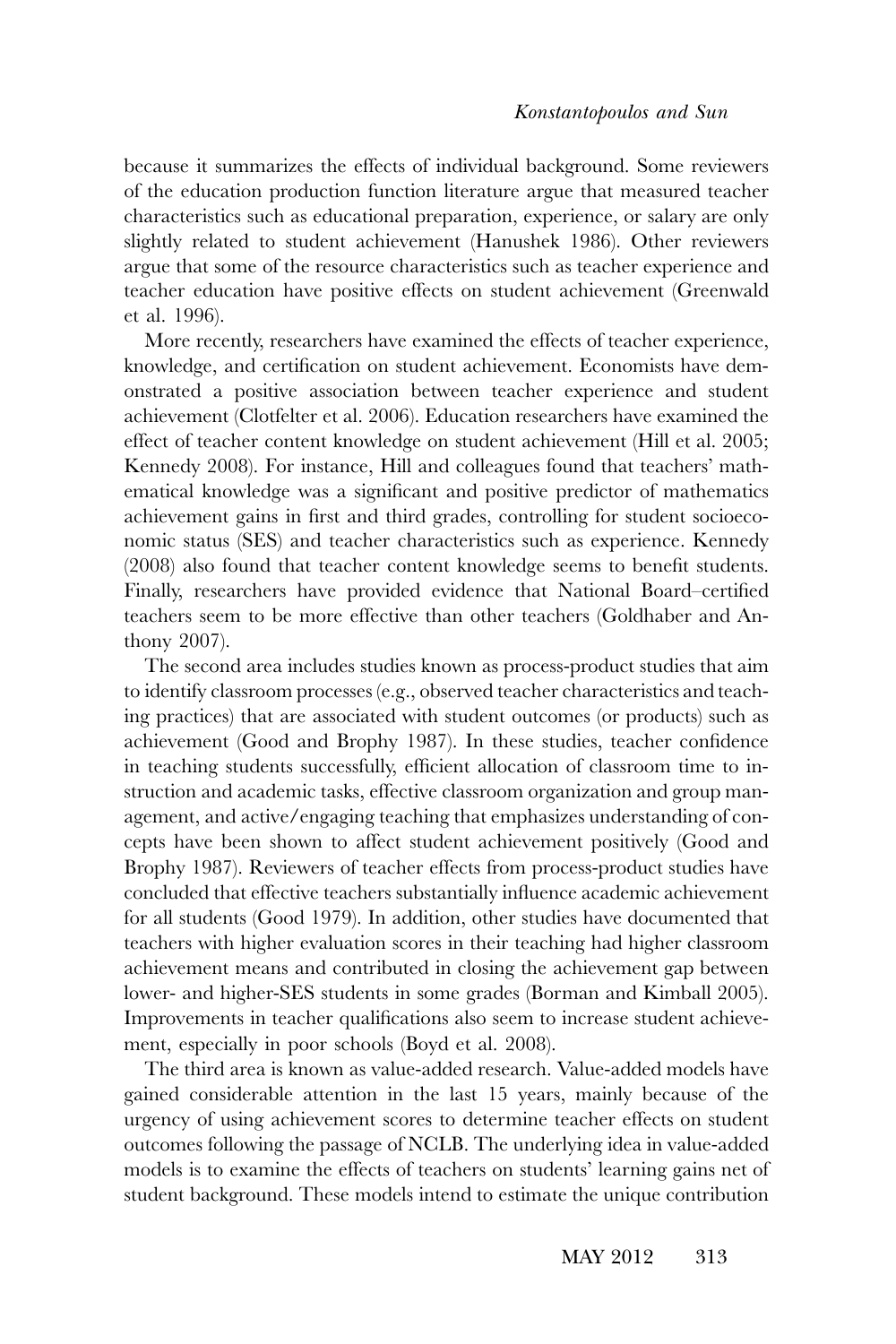because it summarizes the effects of individual background. Some reviewers of the education production function literature argue that measured teacher characteristics such as educational preparation, experience, or salary are only slightly related to student achievement (Hanushek 1986). Other reviewers argue that some of the resource characteristics such as teacher experience and teacher education have positive effects on student achievement (Greenwald et al. 1996).

More recently, researchers have examined the effects of teacher experience, knowledge, and certification on student achievement. Economists have demonstrated a positive association between teacher experience and student achievement (Clotfelter et al. 2006). Education researchers have examined the effect of teacher content knowledge on student achievement (Hill et al. 2005; Kennedy 2008). For instance, Hill and colleagues found that teachers' mathematical knowledge was a significant and positive predictor of mathematics achievement gains in first and third grades, controlling for student socioeconomic status (SES) and teacher characteristics such as experience. Kennedy (2008) also found that teacher content knowledge seems to benefit students. Finally, researchers have provided evidence that National Board–certified teachers seem to be more effective than other teachers (Goldhaber and Anthony 2007).

The second area includes studies known as process-product studies that aim to identify classroom processes (e.g., observed teacher characteristics and teaching practices) that are associated with student outcomes (or products) such as achievement (Good and Brophy 1987). In these studies, teacher confidence in teaching students successfully, efficient allocation of classroom time to instruction and academic tasks, effective classroom organization and group management, and active/engaging teaching that emphasizes understanding of concepts have been shown to affect student achievement positively (Good and Brophy 1987). Reviewers of teacher effects from process-product studies have concluded that effective teachers substantially influence academic achievement for all students (Good 1979). In addition, other studies have documented that teachers with higher evaluation scores in their teaching had higher classroom achievement means and contributed in closing the achievement gap between lower- and higher-SES students in some grades (Borman and Kimball 2005). Improvements in teacher qualifications also seem to increase student achievement, especially in poor schools (Boyd et al. 2008).

The third area is known as value-added research. Value-added models have gained considerable attention in the last 15 years, mainly because of the urgency of using achievement scores to determine teacher effects on student outcomes following the passage of NCLB. The underlying idea in value-added models is to examine the effects of teachers on students' learning gains net of student background. These models intend to estimate the unique contribution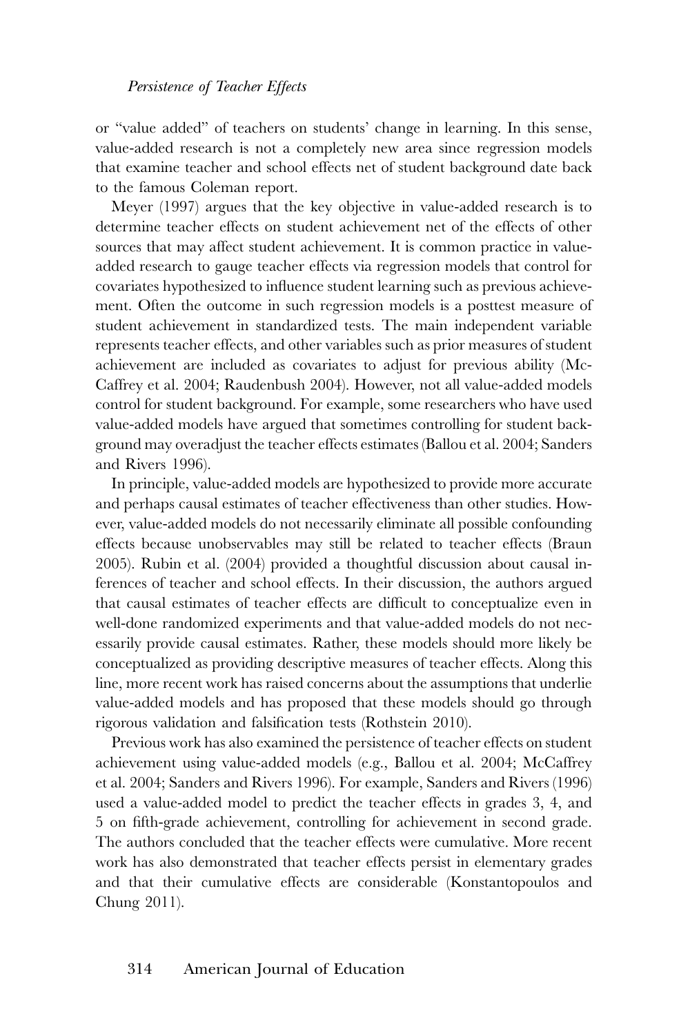or "value added" of teachers on students' change in learning. In this sense, value-added research is not a completely new area since regression models that examine teacher and school effects net of student background date back to the famous Coleman report.

Meyer (1997) argues that the key objective in value-added research is to determine teacher effects on student achievement net of the effects of other sources that may affect student achievement. It is common practice in value-added research to gauge teacher effects via regression models that control for covariates hypothesized to influence student learning such as previous achievement. Often the outcome in such regression models is a posttest measure of student achievement in standardized tests. The main independent variable represents teacher effects, and other variables such as prior measures of student achievement are included as covariates to adjust for previous ability (McCaffrey et al. 2004; Raudenbush 2004). However, not all value-added models control for student background. For example, some researchers who have used value-added models have argued that sometimes controlling for student background may overadjust the teacher effects estimates (Ballou et al. 2004; Sanders and Rivers 1996).

In principle, value-added models are hypothesized to provide more accurate and perhaps causal estimates of teacher effectiveness than other studies. However, value-added models do not necessarily eliminate all possible confounding effects because unobservables may still be related to teacher effects (Braun 2005). Rubin et al. (2004) provided a thoughtful discussion about causal inferences of teacher and school effects. In their discussion, the authors argued that causal estimates of teacher effects are difficult to conceptualize even in well-done randomized experiments and that value-added models do not necessarily provide causal estimates. Rather, these models should more likely be conceptualized as providing descriptive measures of teacher effects. Along this line, more recent work has raised concerns about the assumptions that underlie value-added models and has proposed that these models should go through rigorous validation and falsification tests (Rothstein 2010).

Previous work has also examined the persistence of teacher effects on student achievement using value-added models (e.g., Ballou et al. 2004; McCaffrey et al. 2004; Sanders and Rivers 1996). For example, Sanders and Rivers (1996) used a value-added model to predict the teacher effects in grades 3, 4, and 5 on fifth-grade achievement, controlling for achievement in second grade. The authors concluded that the teacher effects were cumulative. More recent work has also demonstrated that teacher effects persist in elementary grades and that their cumulative effects are considerable (Konstantopoulos and Chung 2011).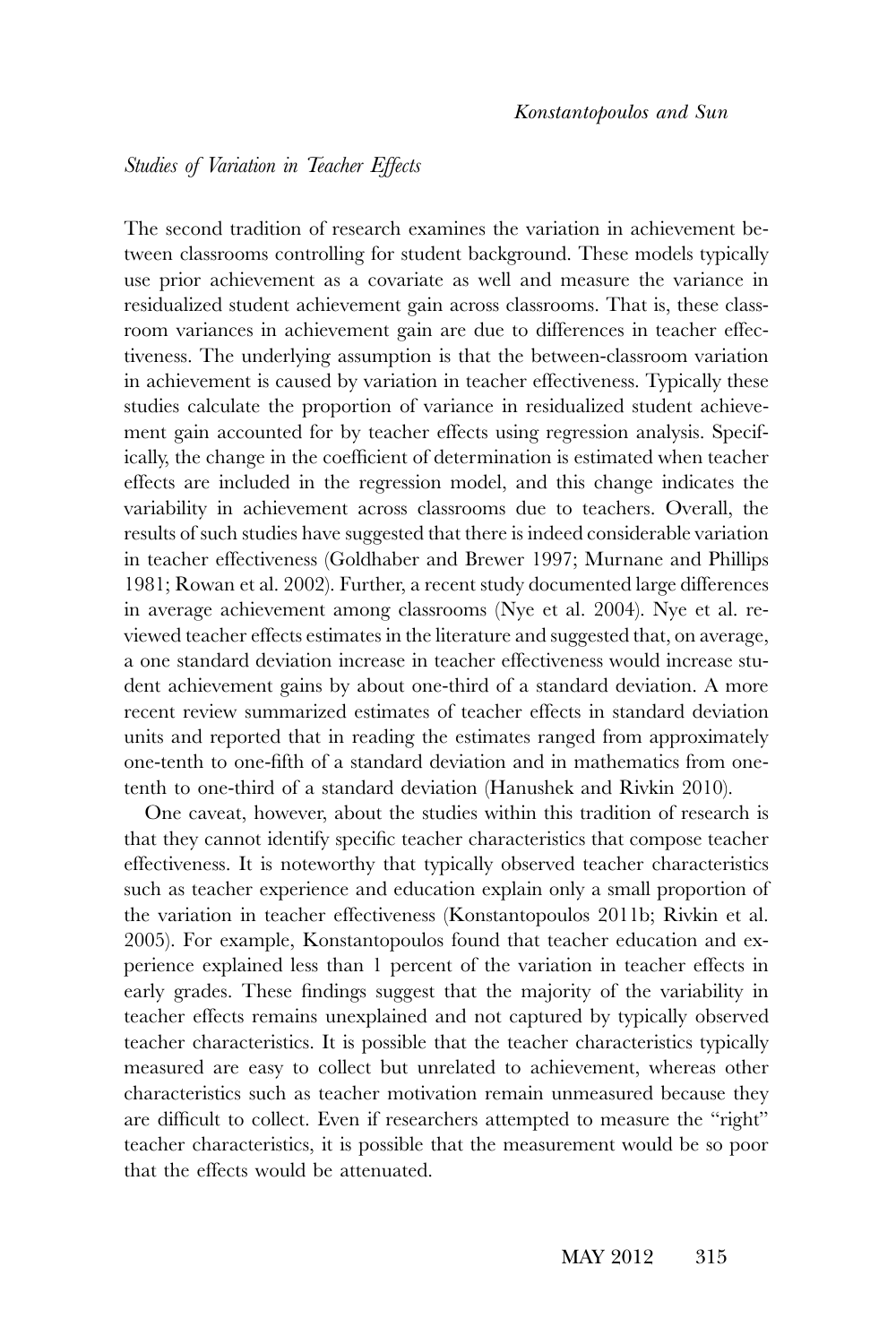*Studies of Variation in Teacher Effects*

The second tradition of research examines the variation in achievement between classrooms controlling for student background. These models typically use prior achievement as a covariate as well and measure the variance in residualized student achievement gain across classrooms. That is, these classroom variances in achievement gain are due to differences in teacher effectiveness. The underlying assumption is that the between-classroom variation in achievement is caused by variation in teacher effectiveness. Typically these studies calculate the proportion of variance in residualized student achievement gain accounted for by teacher effects using regression analysis. Specifically, the change in the coefficient of determination is estimated when teacher effects are included in the regression model, and this change indicates the variability in achievement across classrooms due to teachers. Overall, the results of such studies have suggested that there is indeed considerable variation in teacher effectiveness (Goldhaber and Brewer 1997; Murnane and Phillips 1981; Rowan et al. 2002). Further, a recent study documented large differences in average achievement among classrooms (Nye et al. 2004). Nye et al. reviewed teacher effects estimates in the literature and suggested that, on average, a one standard deviation increase in teacher effectiveness would increase student achievement gains by about one-third of a standard deviation. A more recent review summarized estimates of teacher effects in standard deviation units and reported that in reading the estimates ranged from approximately one-tenth to one-fifth of a standard deviation and in mathematics from one-tenth to one-third of a standard deviation (Hanushek and Rivkin 2010).

One caveat, however, about the studies within this tradition of research is that they cannot identify specific teacher characteristics that compose teacher effectiveness. It is noteworthy that typically observed teacher characteristics such as teacher experience and education explain only a small proportion of the variation in teacher effectiveness (Konstantopoulos 2011b; Rivkin et al. 2005). For example, Konstantopoulos found that teacher education and experience explained less than 1 percent of the variation in teacher effects in early grades. These findings suggest that the majority of the variability in teacher effects remains unexplained and not captured by typically observed teacher characteristics. It is possible that the teacher characteristics typically measured are easy to collect but unrelated to achievement, whereas other characteristics such as teacher motivation remain unmeasured because they are difficult to collect. Even if researchers attempted to measure the "right" teacher characteristics, it is possible that the measurement would be so poor that the effects would be attenuated.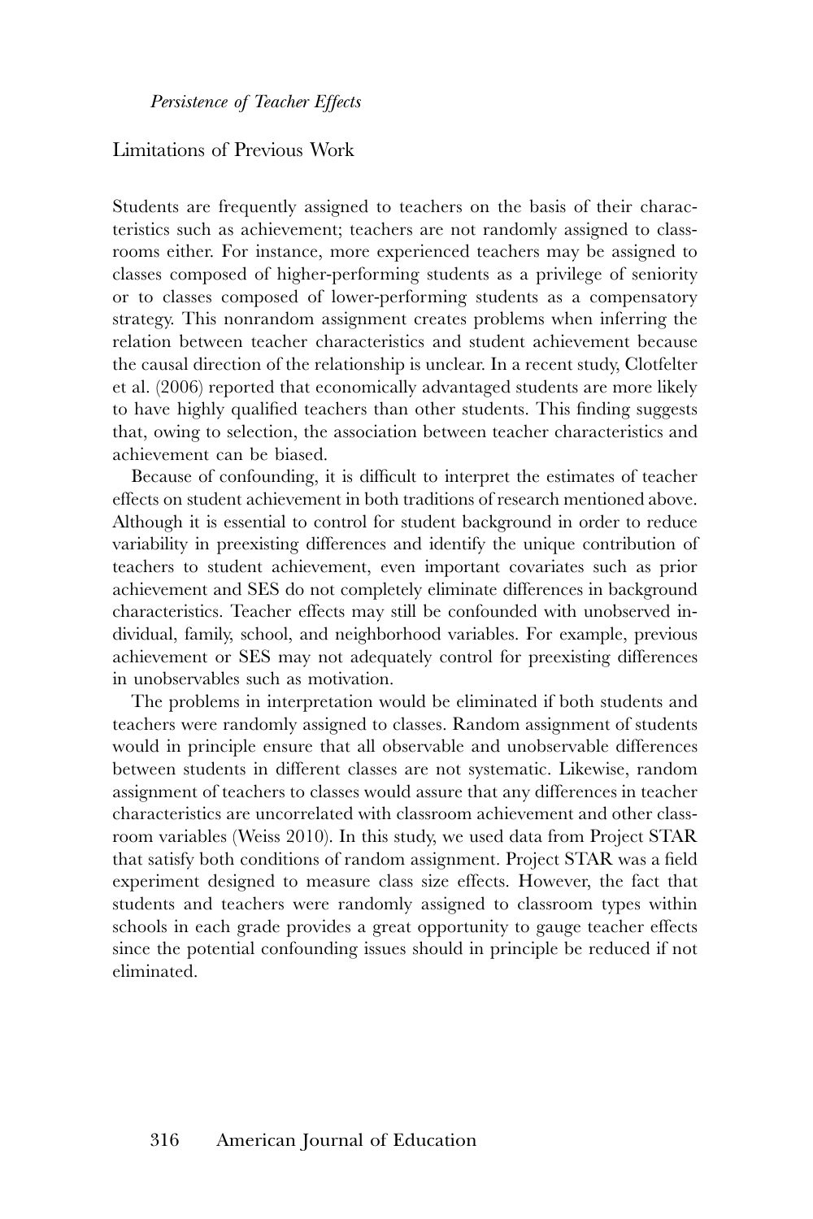## Limitations of Previous Work

Students are frequently assigned to teachers on the basis of their characteristics such as achievement; teachers are not randomly assigned to classrooms either. For instance, more experienced teachers may be assigned to classes composed of higher-performing students as a privilege of seniority or to classes composed of lower-performing students as a compensatory strategy. This nonrandom assignment creates problems when inferring the relation between teacher characteristics and student achievement because the causal direction of the relationship is unclear. In a recent study, Clotfelter et al. (2006) reported that economically advantaged students are more likely to have highly qualified teachers than other students. This finding suggests that, owing to selection, the association between teacher characteristics and achievement can be biased.

Because of confounding, it is difficult to interpret the estimates of teacher effects on student achievement in both traditions of research mentioned above. Although it is essential to control for student background in order to reduce variability in preexisting differences and identify the unique contribution of teachers to student achievement, even important covariates such as prior achievement and SES do not completely eliminate differences in background characteristics. Teacher effects may still be confounded with unobserved individual, family, school, and neighborhood variables. For example, previous achievement or SES may not adequately control for preexisting differences in unobservables such as motivation.

The problems in interpretation would be eliminated if both students and teachers were randomly assigned to classes. Random assignment of students would in principle ensure that all observable and unobservable differences between students in different classes are not systematic. Likewise, random assignment of teachers to classes would assure that any differences in teacher characteristics are uncorrelated with classroom achievement and other classroom variables (Weiss 2010). In this study, we used data from Project STAR that satisfy both conditions of random assignment. Project STAR was a field experiment designed to measure class size effects. However, the fact that students and teachers were randomly assigned to classroom types within schools in each grade provides a great opportunity to gauge teacher effects since the potential confounding issues should in principle be reduced if not eliminated.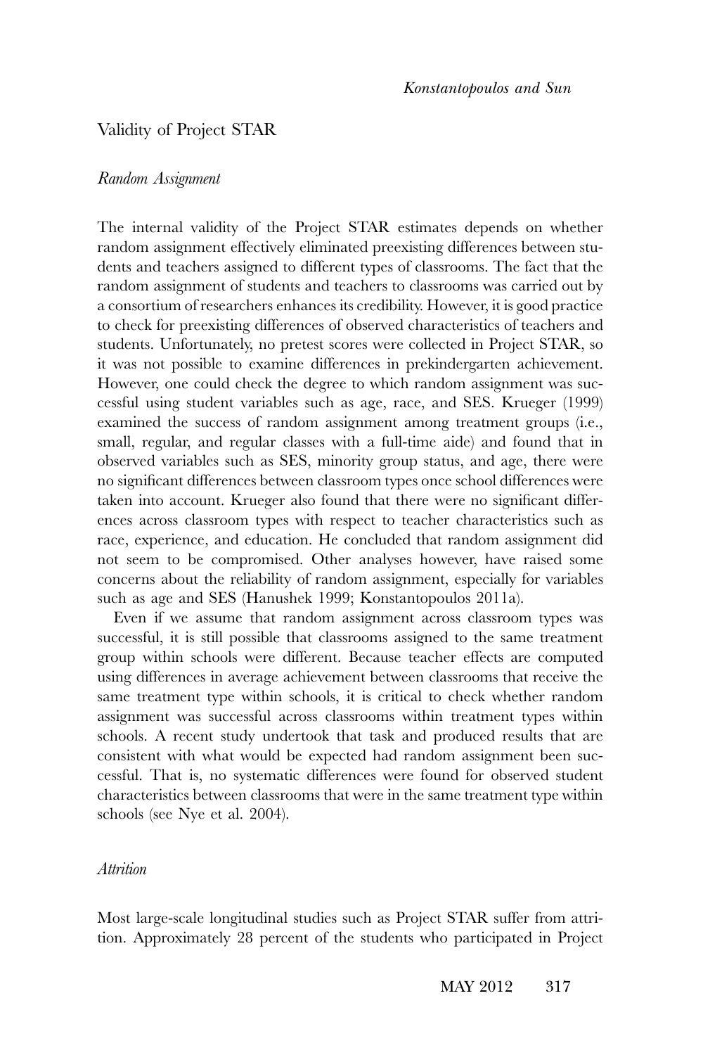## Validity of Project STAR

### *Random Assignment*

The internal validity of the Project STAR estimates depends on whether random assignment effectively eliminated preexisting differences between students and teachers assigned to different types of classrooms. The fact that the random assignment of students and teachers to classrooms was carried out by a consortium of researchers enhances its credibility. However, it is good practice to check for preexisting differences of observed characteristics of teachers and students. Unfortunately, no pretest scores were collected in Project STAR, so it was not possible to examine differences in prekindergarten achievement. However, one could check the degree to which random assignment was successful using student variables such as age, race, and SES. Krueger (1999) examined the success of random assignment among treatment groups (i.e., small, regular, and regular classes with a full-time aide) and found that in observed variables such as SES, minority group status, and age, there were no significant differences between classroom types once school differences were taken into account. Krueger also found that there were no significant differences across classroom types with respect to teacher characteristics such as race, experience, and education. He concluded that random assignment did not seem to be compromised. Other analyses however, have raised some concerns about the reliability of random assignment, especially for variables such as age and SES (Hanushek 1999; Konstantopoulos 2011a).

Even if we assume that random assignment across classroom types was successful, it is still possible that classrooms assigned to the same treatment group within schools were different. Because teacher effects are computed using differences in average achievement between classrooms that receive the same treatment type within schools, it is critical to check whether random assignment was successful across classrooms within treatment types within schools. A recent study undertook that task and produced results that are consistent with what would be expected had random assignment been successful. That is, no systematic differences were found for observed student characteristics between classrooms that were in the same treatment type within schools (see Nye et al. 2004).

### *Attrition*

Most large-scale longitudinal studies such as Project STAR suffer from attrition. Approximately 28 percent of the students who participated in Project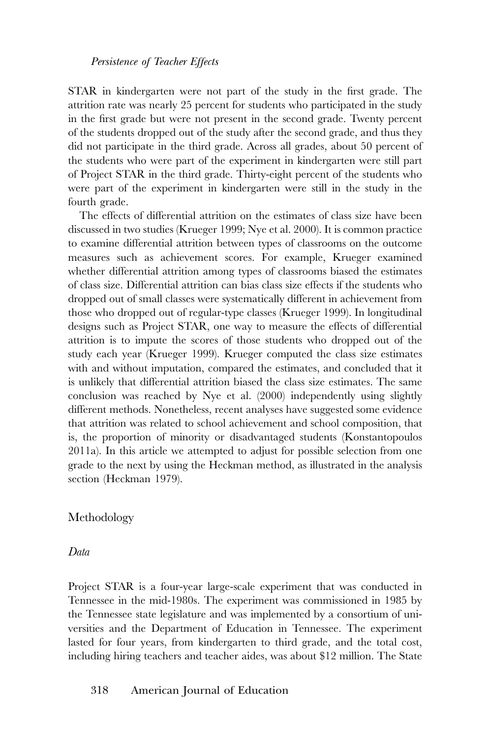STAR in kindergarten were not part of the study in the first grade. The attrition rate was nearly 25 percent for students who participated in the study in the first grade but were not present in the second grade. Twenty percent of the students dropped out of the study after the second grade, and thus they did not participate in the third grade. Across all grades, about 50 percent of the students who were part of the experiment in kindergarten were still part of Project STAR in the third grade. Thirty-eight percent of the students who were part of the experiment in kindergarten were still in the study in the fourth grade.

The effects of differential attrition on the estimates of class size have been discussed in two studies (Krueger 1999; Nye et al. 2000). It is common practice to examine differential attrition between types of classrooms on the outcome measures such as achievement scores. For example, Krueger examined whether differential attrition among types of classrooms biased the estimates of class size. Differential attrition can bias class size effects if the students who dropped out of small classes were systematically different in achievement from those who dropped out of regular-type classes (Krueger 1999). In longitudinal designs such as Project STAR, one way to measure the effects of differential attrition is to impute the scores of those students who dropped out of the study each year (Krueger 1999). Krueger computed the class size estimates with and without imputation, compared the estimates, and concluded that it is unlikely that differential attrition biased the class size estimates. The same conclusion was reached by Nye et al. (2000) independently using slightly different methods. Nonetheless, recent analyses have suggested some evidence that attrition was related to school achievement and school composition, that is, the proportion of minority or disadvantaged students (Konstantopoulos 2011a). In this article we attempted to adjust for possible selection from one grade to the next by using the Heckman method, as illustrated in the analysis section (Heckman 1979).

## Methodology

### *Data*

Project STAR is a four-year large-scale experiment that was conducted in Tennessee in the mid-1980s. The experiment was commissioned in 1985 by the Tennessee state legislature and was implemented by a consortium of universities and the Department of Education in Tennessee. The experiment lasted for four years, from kindergarten to third grade, and the total cost, including hiring teachers and teacher aides, was about $12 million. The State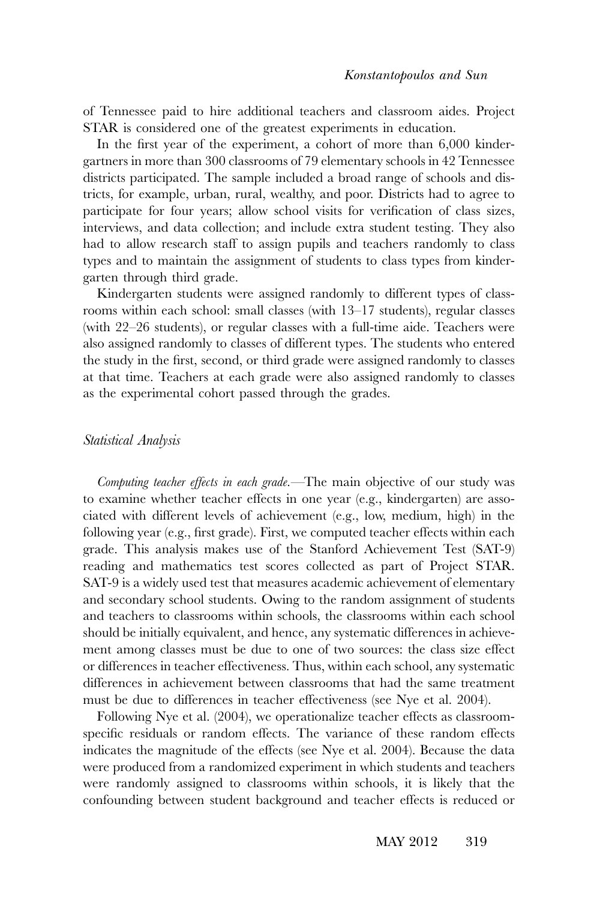of Tennessee paid to hire additional teachers and classroom aides. Project STAR is considered one of the greatest experiments in education.

In the first year of the experiment, a cohort of more than 6,000 kindergartners in more than 300 classrooms of 79 elementary schools in 42 Tennessee districts participated. The sample included a broad range of schools and districts, for example, urban, rural, wealthy, and poor. Districts had to agree to participate for four years; allow school visits for verification of class sizes, interviews, and data collection; and include extra student testing. They also had to allow research staff to assign pupils and teachers randomly to class types and to maintain the assignment of students to class types from kindergarten through third grade.

Kindergarten students were assigned randomly to different types of classrooms within each school: small classes (with 13–17 students), regular classes (with 22–26 students), or regular classes with a full-time aide. Teachers were also assigned randomly to classes of different types. The students who entered the study in the first, second, or third grade were assigned randomly to classes at that time. Teachers at each grade were also assigned randomly to classes as the experimental cohort passed through the grades.

### *Statistical Analysis*

*Computing teacher effects in each grade.*—The main objective of our study was to examine whether teacher effects in one year (e.g., kindergarten) are associated with different levels of achievement (e.g., low, medium, high) in the following year (e.g., first grade). First, we computed teacher effects within each grade. This analysis makes use of the Stanford Achievement Test (SAT-9) reading and mathematics test scores collected as part of Project STAR. SAT-9 is a widely used test that measures academic achievement of elementary and secondary school students. Owing to the random assignment of students and teachers to classrooms within schools, the classrooms within each school should be initially equivalent, and hence, any systematic differences in achievement among classes must be due to one of two sources: the class size effect or differences in teacher effectiveness. Thus, within each school, any systematic differences in achievement between classrooms that had the same treatment must be due to differences in teacher effectiveness (see Nye et al. 2004).

Following Nye et al. (2004), we operationalize teacher effects as classroom-specific residuals or random effects. The variance of these random effects indicates the magnitude of the effects (see Nye et al. 2004). Because the data were produced from a randomized experiment in which students and teachers were randomly assigned to classrooms within schools, it is likely that the confounding between student background and teacher effects is reduced or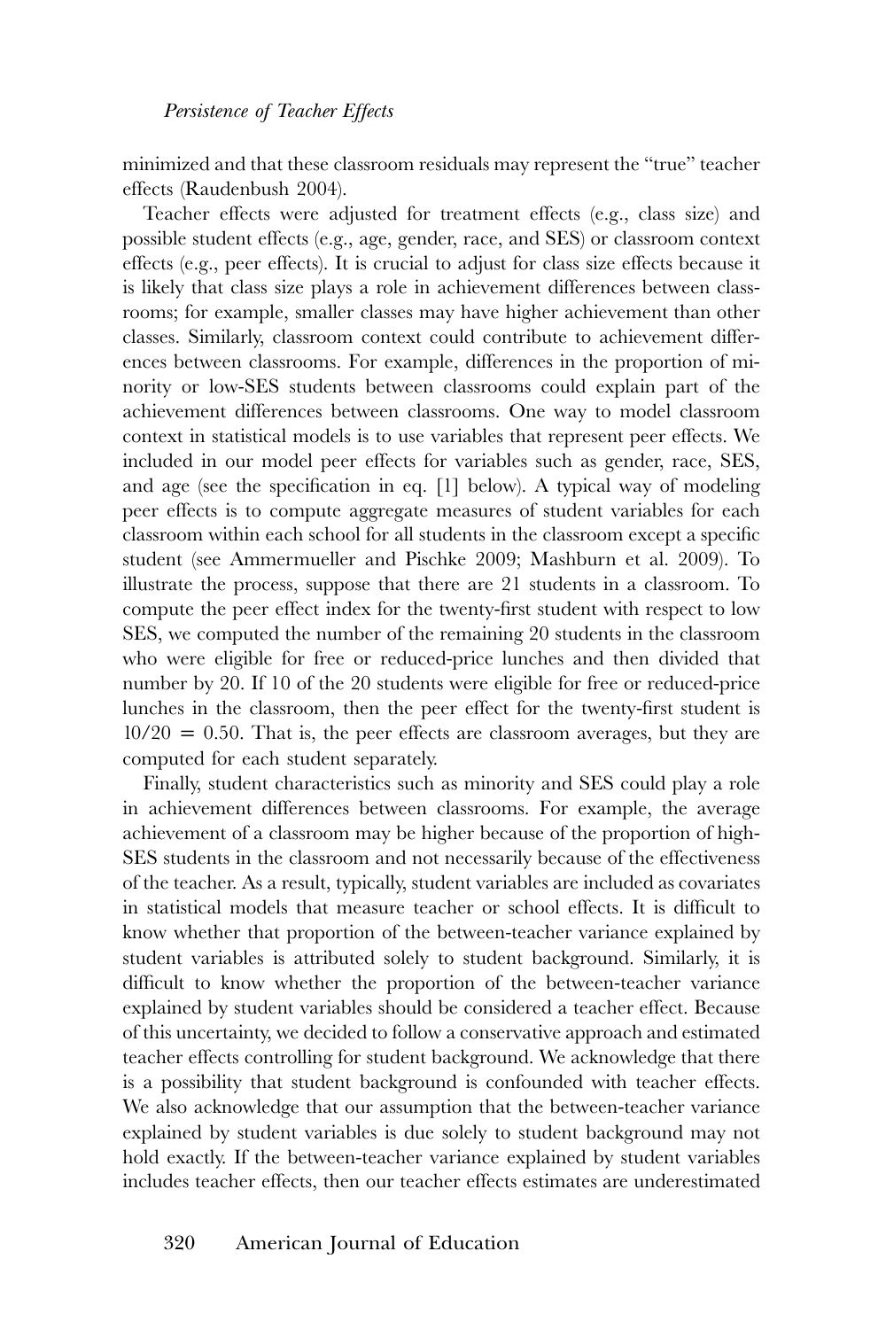minimized and that these classroom residuals may represent the "true" teacher effects (Raudenbush 2004).

Teacher effects were adjusted for treatment effects (e.g., class size) and possible student effects (e.g., age, gender, race, and SES) or classroom context effects (e.g., peer effects). It is crucial to adjust for class size effects because it is likely that class size plays a role in achievement differences between classrooms; for example, smaller classes may have higher achievement than other classes. Similarly, classroom context could contribute to achievement differences between classrooms. For example, differences in the proportion of minority or low-SES students between classrooms could explain part of the achievement differences between classrooms. One way to model classroom context in statistical models is to use variables that represent peer effects. We included in our model peer effects for variables such as gender, race, SES, and age (see the specification in eq. [1] below). A typical way of modeling peer effects is to compute aggregate measures of student variables for each classroom within each school for all students in the classroom except a specific student (see Ammermueller and Pischke 2009; Mashburn et al. 2009). To illustrate the process, suppose that there are 21 students in a classroom. To compute the peer effect index for the twenty-first student with respect to low SES, we computed the number of the remaining 20 students in the classroom who were eligible for free or reduced-price lunches and then divided that number by 20. If 10 of the 20 students were eligible for free or reduced-price lunches in the classroom, then the peer effect for the twenty-first student is $10/20 = 0.50$. That is, the peer effects are classroom averages, but they are computed for each student separately.

Finally, student characteristics such as minority and SES could play a role in achievement differences between classrooms. For example, the average achievement of a classroom may be higher because of the proportion of high-SES students in the classroom and not necessarily because of the effectiveness of the teacher. As a result, typically, student variables are included as covariates in statistical models that measure teacher or school effects. It is difficult to know whether that proportion of the between-teacher variance explained by student variables is attributed solely to student background. Similarly, it is difficult to know whether the proportion of the between-teacher variance explained by student variables should be considered a teacher effect. Because of this uncertainty, we decided to follow a conservative approach and estimated teacher effects controlling for student background. We acknowledge that there is a possibility that student background is confounded with teacher effects. We also acknowledge that our assumption that the between-teacher variance explained by student variables is due solely to student background may not hold exactly. If the between-teacher variance explained by student variables includes teacher effects, then our teacher effects estimates are underestimated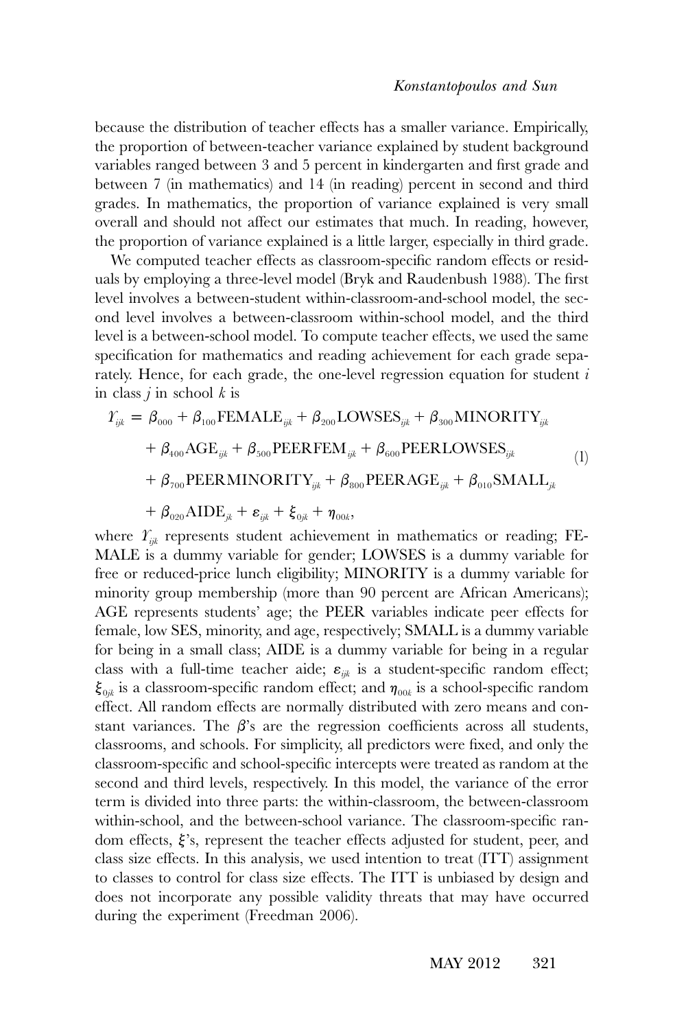because the distribution of teacher effects has a smaller variance. Empirically, the proportion of between-teacher variance explained by student background variables ranged between 3 and 5 percent in kindergarten and first grade and between 7 (in mathematics) and 14 (in reading) percent in second and third grades. In mathematics, the proportion of variance explained is very small overall and should not affect our estimates that much. In reading, however, the proportion of variance explained is a little larger, especially in third grade.

We computed teacher effects as classroom-specific random effects or residuals by employing a three-level model (Bryk and Raudenbush 1988). The first level involves a between-student within-classroom-and-school model, the second level involves a between-classroom within-school model, and the third level is a between-school model. To compute teacher effects, we used the same specification for mathematics and reading achievement for each grade separately. Hence, for each grade, the one-level regression equation for student $i$ in class $j$ in school $k$ is

$$
\begin{aligned}
Y_{ijk} = {} & \beta_{000} + \beta_{100}\mathrm{FEMALE}_{ijk} + \beta_{200}\mathrm{LOWSES}_{ijk} + \beta_{300}\mathrm{MINORITY}_{ijk} \\
& + \beta_{400}\mathrm{AGE}_{ijk} + \beta_{500}\mathrm{PEERFEM}_{ijk} + \beta_{600}\mathrm{PEERLOWSES}_{ijk} \\
& + \beta_{700}\mathrm{PEERMINORITY}_{ijk} + \beta_{800}\mathrm{PEERAGE}_{ijk} + \beta_{010}\mathrm{SMALL}_{jk} \\
& + \beta_{020}\mathrm{AIDE}_{jk} + \varepsilon_{ijk} + \xi_{0jk} + \eta_{00k},
\end{aligned}
\tag{1}
$$

where $Y_{ijk}$ represents student achievement in mathematics or reading; FEMALE is a dummy variable for gender; LOWSES is a dummy variable for free or reduced-price lunch eligibility; MINORITY is a dummy variable for minority group membership (more than 90 percent are African Americans); AGE represents students' age; the PEER variables indicate peer effects for female, low SES, minority, and age, respectively; SMALL is a dummy variable for being in a small class; AIDE is a dummy variable for being in a regular class with a full-time teacher aide; $\varepsilon_{ijk}$ is a student-specific random effect; $\xi_{0jk}$ is a classroom-specific random effect; and $\eta_{00k}$ is a school-specific random effect. All random effects are normally distributed with zero means and constant variances. The $\beta$'s are the regression coefficients across all students, classrooms, and schools. For simplicity, all predictors were fixed, and only the classroom-specific and school-specific intercepts were treated as random at the second and third levels, respectively. In this model, the variance of the error term is divided into three parts: the within-classroom, the between-classroom within-school, and the between-school variance. The classroom-specific random effects, $\xi$'s, represent the teacher effects adjusted for student, peer, and class size effects. In this analysis, we used intention to treat (ITT) assignment to classes to control for class size effects. The ITT is unbiased by design and does not incorporate any possible validity threats that may have occurred during the experiment (Freedman 2006).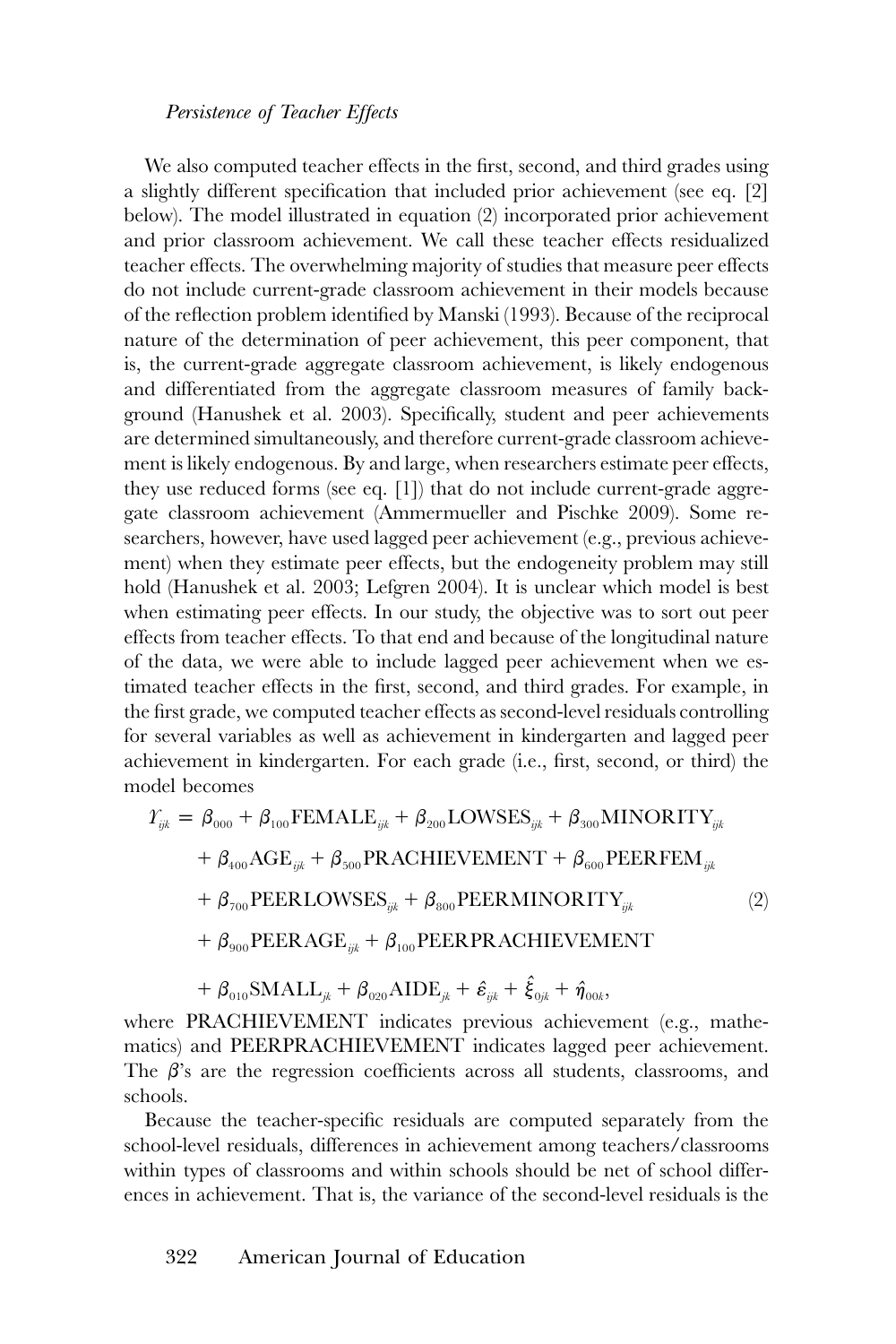We also computed teacher effects in the first, second, and third grades using a slightly different specification that included prior achievement (see eq. [2] below). The model illustrated in equation (2) incorporated prior achievement and prior classroom achievement. We call these teacher effects residualized teacher effects. The overwhelming majority of studies that measure peer effects do not include current-grade classroom achievement in their models because of the reflection problem identified by Manski (1993). Because of the reciprocal nature of the determination of peer achievement, this peer component, that is, the current-grade aggregate classroom achievement, is likely endogenous and differentiated from the aggregate classroom measures of family background (Hanushek et al. 2003). Specifically, student and peer achievements are determined simultaneously, and therefore current-grade classroom achievement is likely endogenous. By and large, when researchers estimate peer effects, they use reduced forms (see eq. [1]) that do not include current-grade aggregate classroom achievement (Ammermueller and Pischke 2009). Some researchers, however, have used lagged peer achievement (e.g., previous achievement) when they estimate peer effects, but the endogeneity problem may still hold (Hanushek et al. 2003; Lefgren 2004). It is unclear which model is best when estimating peer effects. In our study, the objective was to sort out peer effects from teacher effects. To that end and because of the longitudinal nature of the data, we were able to include lagged peer achievement when we estimated teacher effects in the first, second, and third grades. For example, in the first grade, we computed teacher effects as second-level residuals controlling for several variables as well as achievement in kindergarten and lagged peer achievement in kindergarten. For each grade (i.e., first, second, or third) the model becomes

$$
\begin{aligned}
Y_{ijk} = {} & \beta_{000} + \beta_{100}\mathrm{FEMALE}_{ijk} + \beta_{200}\mathrm{LOWSES}_{ijk} + \beta_{300}\mathrm{MINORITY}_{ijk} \\
& + \beta_{400}\mathrm{AGE}_{ijk} + \beta_{500}\mathrm{PRACHIEVEMENT} + \beta_{600}\mathrm{PEERFEM}_{ijk} \\
& + \beta_{700}\mathrm{PEERLOWSES}_{ijk} + \beta_{800}\mathrm{PEERMINORITY}_{ijk} \\
& + \beta_{900}\mathrm{PEERAGE}_{ijk} + \beta_{100}\mathrm{PEERPRACHIEVEMENT} \\
& + \beta_{010}\mathrm{SMALL}_{jk} + \beta_{020}\mathrm{AIDE}_{jk} + \hat{\varepsilon}_{ijk} + \hat{\xi}_{0jk} + \hat{\eta}_{00k},
\end{aligned}
\tag{2}
$$

where PRACHIEVEMENT indicates previous achievement (e.g., mathematics) and PEERPRACHIEVEMENT indicates lagged peer achievement. The $\beta$'s are the regression coefficients across all students, classrooms, and schools.

Because the teacher-specific residuals are computed separately from the school-level residuals, differences in achievement among teachers/classrooms within types of classrooms and within schools should be net of school differences in achievement. That is, the variance of the second-level residuals is the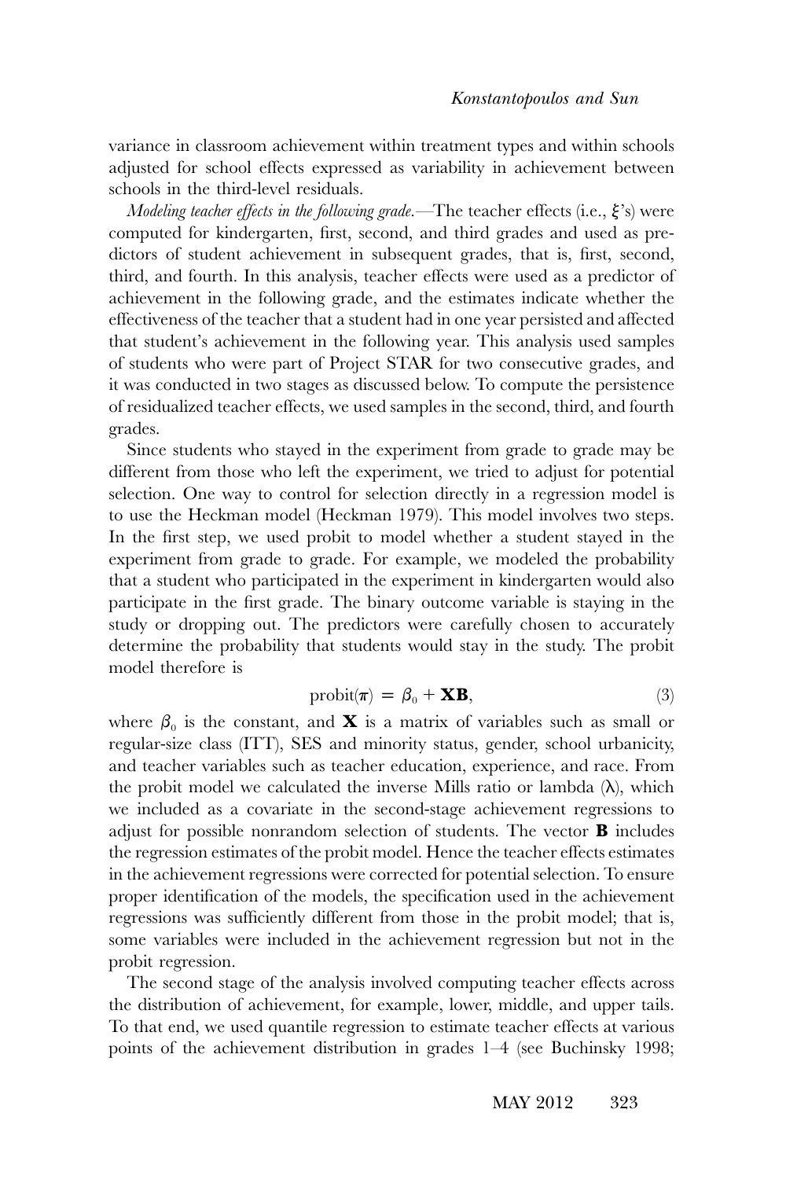variance in classroom achievement within treatment types and within schools adjusted for school effects expressed as variability in achievement between schools in the third-level residuals.

*Modeling teacher effects in the following grade.*—The teacher effects (i.e., $\xi$'s) were computed for kindergarten, first, second, and third grades and used as predictors of student achievement in subsequent grades, that is, first, second, third, and fourth. In this analysis, teacher effects were used as a predictor of achievement in the following grade, and the estimates indicate whether the effectiveness of the teacher that a student had in one year persisted and affected that student's achievement in the following year. This analysis used samples of students who were part of Project STAR for two consecutive grades, and it was conducted in two stages as discussed below. To compute the persistence of residualized teacher effects, we used samples in the second, third, and fourth grades.

Since students who stayed in the experiment from grade to grade may be different from those who left the experiment, we tried to adjust for potential selection. One way to control for selection directly in a regression model is to use the Heckman model (Heckman 1979). This model involves two steps. In the first step, we used probit to model whether a student stayed in the experiment from grade to grade. For example, we modeled the probability that a student who participated in the experiment in kindergarten would also participate in the first grade. The binary outcome variable is staying in the study or dropping out. The predictors were carefully chosen to accurately determine the probability that students would stay in the study. The probit model therefore is

$$\text{probit}(\pi) = \beta_0 + \mathbf{XB}, \tag{3}$$

where $\beta_0$ is the constant, and $\mathbf{X}$ is a matrix of variables such as small or regular-size class (ITT), SES and minority status, gender, school urbanicity, and teacher variables such as teacher education, experience, and race. From the probit model we calculated the inverse Mills ratio or lambda ($\lambda$), which we included as a covariate in the second-stage achievement regressions to adjust for possible nonrandom selection of students. The vector $\mathbf{B}$ includes the regression estimates of the probit model. Hence the teacher effects estimates in the achievement regressions were corrected for potential selection. To ensure proper identification of the models, the specification used in the achievement regressions was sufficiently different from those in the probit model; that is, some variables were included in the achievement regression but not in the probit regression.

The second stage of the analysis involved computing teacher effects across the distribution of achievement, for example, lower, middle, and upper tails. To that end, we used quantile regression to estimate teacher effects at various points of the achievement distribution in grades 1–4 (see Buchinsky 1998;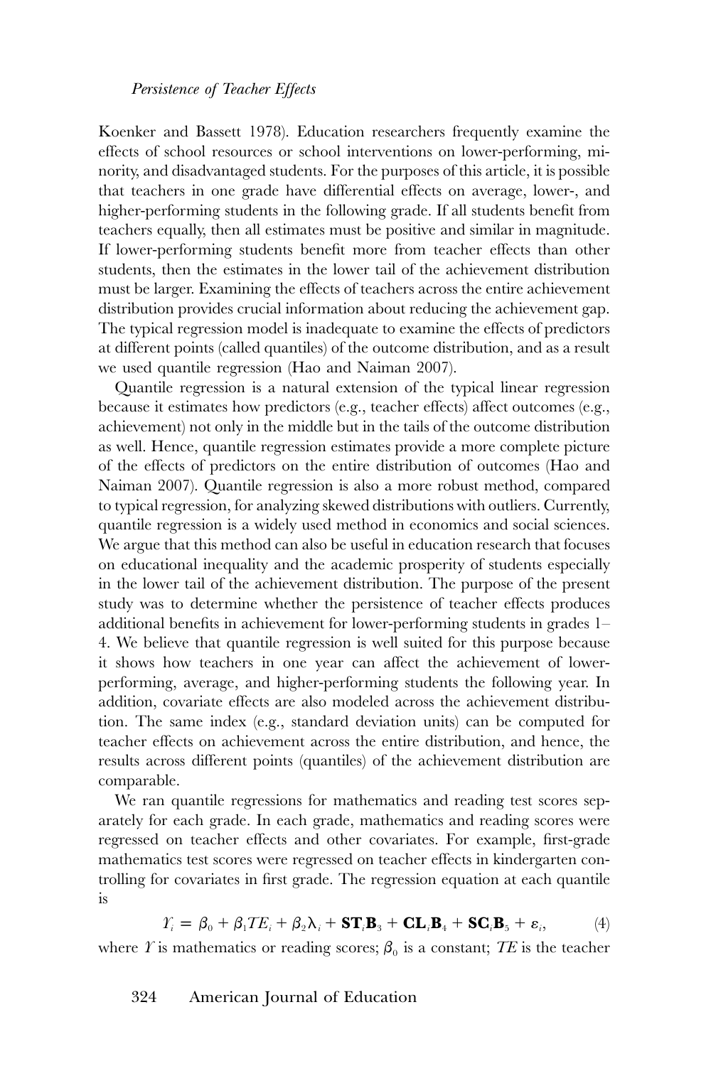Koenker and Bassett 1978). Education researchers frequently examine the effects of school resources or school interventions on lower-performing, minority, and disadvantaged students. For the purposes of this article, it is possible that teachers in one grade have differential effects on average, lower-, and higher-performing students in the following grade. If all students benefit from teachers equally, then all estimates must be positive and similar in magnitude. If lower-performing students benefit more from teacher effects than other students, then the estimates in the lower tail of the achievement distribution must be larger. Examining the effects of teachers across the entire achievement distribution provides crucial information about reducing the achievement gap. The typical regression model is inadequate to examine the effects of predictors at different points (called quantiles) of the outcome distribution, and as a result we used quantile regression (Hao and Naiman 2007).

Quantile regression is a natural extension of the typical linear regression because it estimates how predictors (e.g., teacher effects) affect outcomes (e.g., achievement) not only in the middle but in the tails of the outcome distribution as well. Hence, quantile regression estimates provide a more complete picture of the effects of predictors on the entire distribution of outcomes (Hao and Naiman 2007). Quantile regression is also a more robust method, compared to typical regression, for analyzing skewed distributions with outliers. Currently, quantile regression is a widely used method in economics and social sciences. We argue that this method can also be useful in education research that focuses on educational inequality and the academic prosperity of students especially in the lower tail of the achievement distribution. The purpose of the present study was to determine whether the persistence of teacher effects produces additional benefits in achievement for lower-performing students in grades 1–4. We believe that quantile regression is well suited for this purpose because it shows how teachers in one year can affect the achievement of lower-performing, average, and higher-performing students the following year. In addition, covariate effects are also modeled across the achievement distribution. The same index (e.g., standard deviation units) can be computed for teacher effects on achievement across the entire distribution, and hence, the results across different points (quantiles) of the achievement distribution are comparable.

We ran quantile regressions for mathematics and reading test scores separately for each grade. In each grade, mathematics and reading scores were regressed on teacher effects and other covariates. For example, first-grade mathematics test scores were regressed on teacher effects in kindergarten controlling for covariates in first grade. The regression equation at each quantile is

$$Y_i = \beta_0 + \beta_1 TE_i + \beta_2 \lambda_i + \mathbf{ST}_i\mathbf{B}_3 + \mathbf{CL}_i\mathbf{B}_4 + \mathbf{SC}_i\mathbf{B}_5 + \varepsilon_i, \qquad (4)$$

where $Y$ is mathematics or reading scores; $\beta_0$ is a constant; $TE$ is the teacher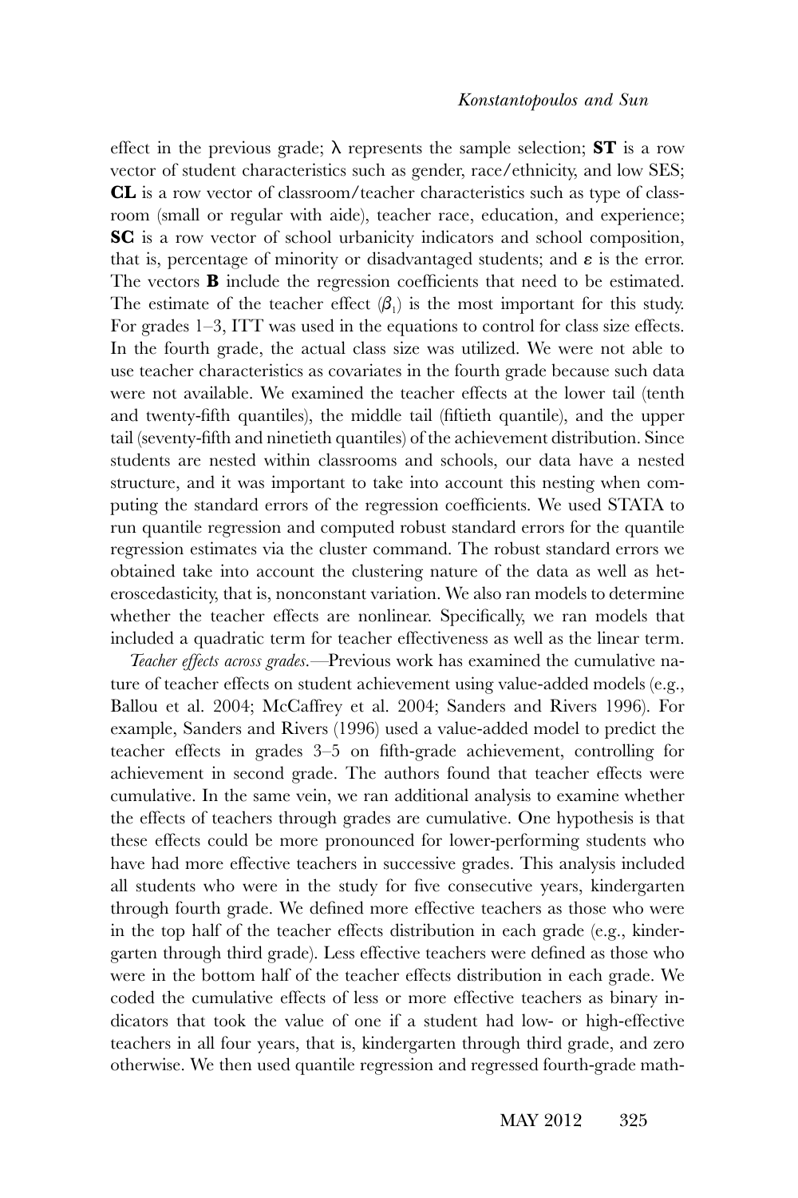effect in the previous grade; $\lambda$ represents the sample selection; **ST** is a row vector of student characteristics such as gender, race/ethnicity, and low SES; **CL** is a row vector of classroom/teacher characteristics such as type of classroom (small or regular with aide), teacher race, education, and experience; **SC** is a row vector of school urbanicity indicators and school composition, that is, percentage of minority or disadvantaged students; and $\varepsilon$ is the error. The vectors **B** include the regression coefficients that need to be estimated. The estimate of the teacher effect ($\beta_1$) is the most important for this study. For grades 1–3, ITT was used in the equations to control for class size effects. In the fourth grade, the actual class size was utilized. We were not able to use teacher characteristics as covariates in the fourth grade because such data were not available. We examined the teacher effects at the lower tail (tenth and twenty-fifth quantiles), the middle tail (fiftieth quantile), and the upper tail (seventy-fifth and ninetieth quantiles) of the achievement distribution. Since students are nested within classrooms and schools, our data have a nested structure, and it was important to take into account this nesting when computing the standard errors of the regression coefficients. We used STATA to run quantile regression and computed robust standard errors for the quantile regression estimates via the cluster command. The robust standard errors we obtained take into account the clustering nature of the data as well as heteroscedasticity, that is, nonconstant variation. We also ran models to determine whether the teacher effects are nonlinear. Specifically, we ran models that included a quadratic term for teacher effectiveness as well as the linear term.

*Teacher effects across grades.*—Previous work has examined the cumulative nature of teacher effects on student achievement using value-added models (e.g., Ballou et al. 2004; McCaffrey et al. 2004; Sanders and Rivers 1996). For example, Sanders and Rivers (1996) used a value-added model to predict the teacher effects in grades 3–5 on fifth-grade achievement, controlling for achievement in second grade. The authors found that teacher effects were cumulative. In the same vein, we ran additional analysis to examine whether the effects of teachers through grades are cumulative. One hypothesis is that these effects could be more pronounced for lower-performing students who have had more effective teachers in successive grades. This analysis included all students who were in the study for five consecutive years, kindergarten through fourth grade. We defined more effective teachers as those who were in the top half of the teacher effects distribution in each grade (e.g., kindergarten through third grade). Less effective teachers were defined as those who were in the bottom half of the teacher effects distribution in each grade. We coded the cumulative effects of less or more effective teachers as binary indicators that took the value of one if a student had low- or high-effective teachers in all four years, that is, kindergarten through third grade, and zero otherwise. We then used quantile regression and regressed fourth-grade math-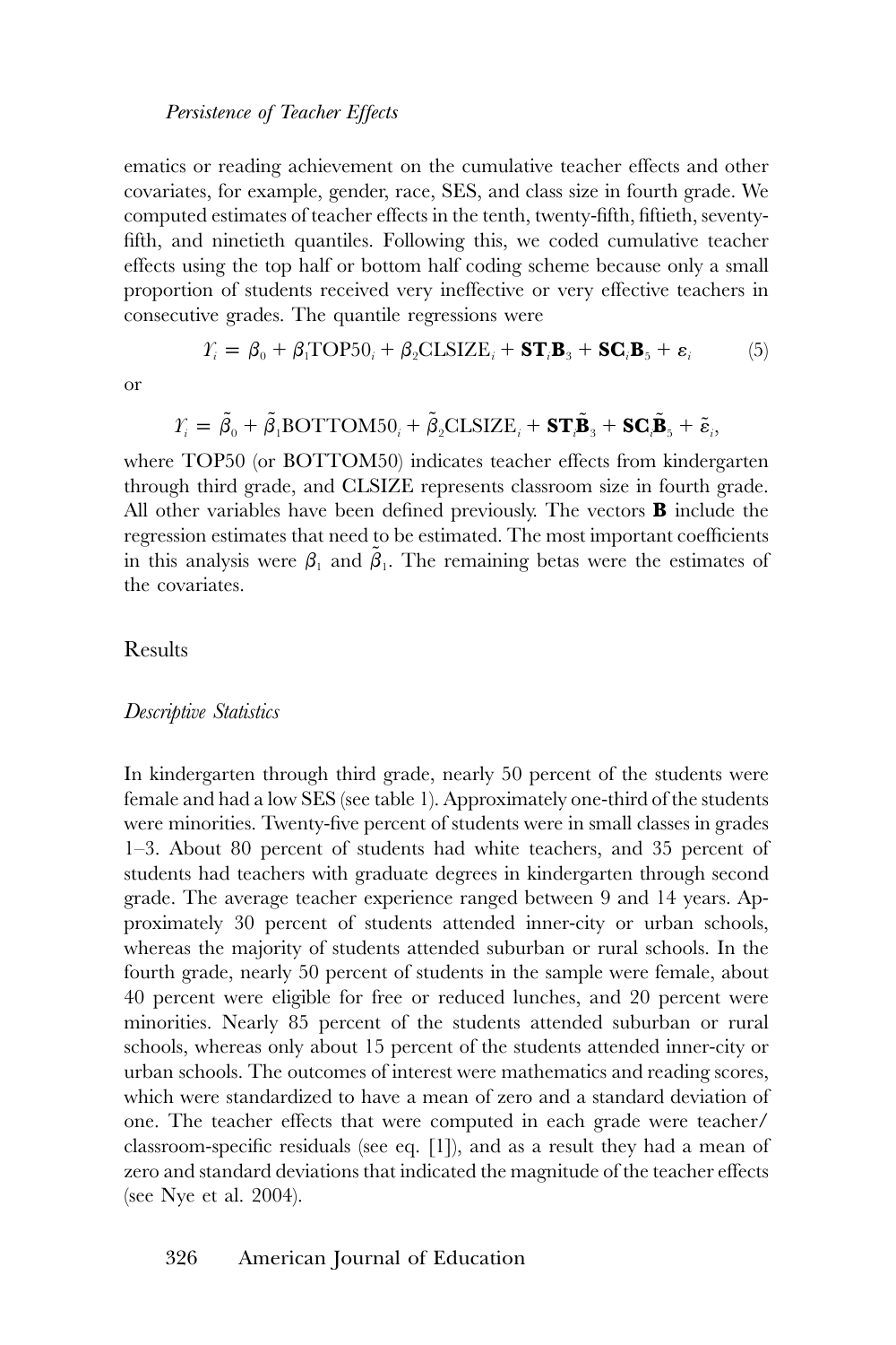ematics or reading achievement on the cumulative teacher effects and other covariates, for example, gender, race, SES, and class size in fourth grade. We computed estimates of teacher effects in the tenth, twenty-fifth, fiftieth, seventy-fifth, and ninetieth quantiles. Following this, we coded cumulative teacher effects using the top half or bottom half coding scheme because only a small proportion of students received very ineffective or very effective teachers in consecutive grades. The quantile regressions were

$$Y_i = \beta_0 + \beta_1 \text{TOP50}_i + \beta_2 \text{CLSIZE}_i + \mathbf{ST}_i\mathbf{B}_3 + \mathbf{SC}_i\mathbf{B}_5 + \varepsilon_i \qquad (5)$$

or

$$Y_i = \tilde{\beta}_0 + \tilde{\beta}_1 \text{BOTTOM50}_i + \tilde{\beta}_2 \text{CLSIZE}_i + \mathbf{ST}_i\tilde{\mathbf{B}}_3 + \mathbf{SC}_i\tilde{\mathbf{B}}_5 + \tilde{\varepsilon}_i,$$

where TOP50 (or BOTTOM50) indicates teacher effects from kindergarten through third grade, and CLSIZE represents classroom size in fourth grade. All other variables have been defined previously. The vectors $\mathbf{B}$ include the regression estimates that need to be estimated. The most important coefficients in this analysis were $\beta_1$ and $\tilde{\beta}_1$. The remaining betas were the estimates of the covariates.

## Results

### *Descriptive Statistics*

In kindergarten through third grade, nearly 50 percent of the students were female and had a low SES (see table 1). Approximately one-third of the students were minorities. Twenty-five percent of students were in small classes in grades 1–3. About 80 percent of students had white teachers, and 35 percent of students had teachers with graduate degrees in kindergarten through second grade. The average teacher experience ranged between 9 and 14 years. Approximately 30 percent of students attended inner-city or urban schools, whereas the majority of students attended suburban or rural schools. In the fourth grade, nearly 50 percent of students in the sample were female, about 40 percent were eligible for free or reduced lunches, and 20 percent were minorities. Nearly 85 percent of the students attended suburban or rural schools, whereas only about 15 percent of the students attended inner-city or urban schools. The outcomes of interest were mathematics and reading scores, which were standardized to have a mean of zero and a standard deviation of one. The teacher effects that were computed in each grade were teacher/classroom-specific residuals (see eq. [1]), and as a result they had a mean of zero and standard deviations that indicated the magnitude of the teacher effects (see Nye et al. 2004).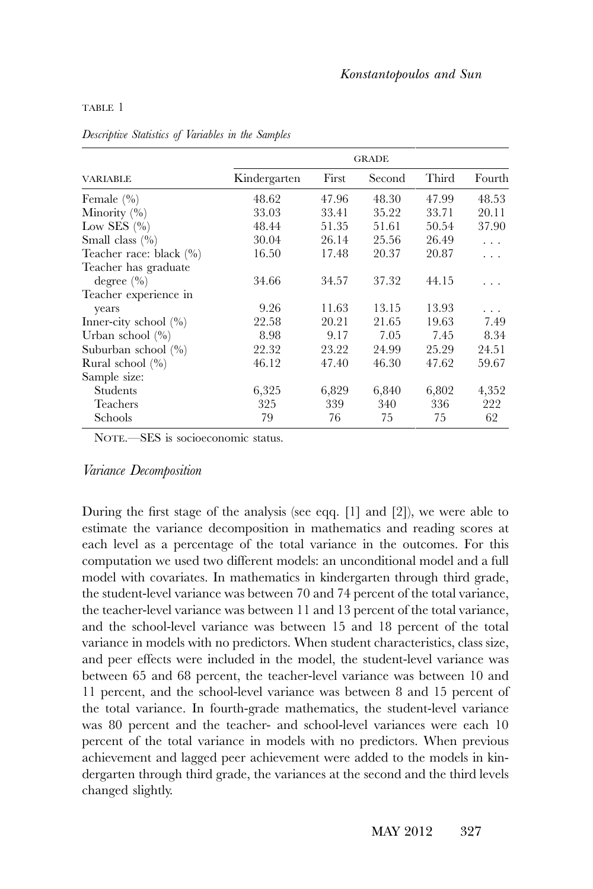TABLE 1

*Descriptive Statistics of Variables in the Samples*

| VARIABLE | GRADE | | | | |
|---|---|---|---|---|---|
| | Kindergarten | First | Second | Third | Fourth |
| Female (%) | 48.62 | 47.96 | 48.30 | 47.99 | 48.53 |
| Minority (%) | 33.03 | 33.41 | 35.22 | 33.71 | 20.11 |
| Low SES (%) | 48.44 | 51.35 | 51.61 | 50.54 | 37.90 |
| Small class (%) | 30.04 | 26.14 | 25.56 | 26.49 | . . . |
| Teacher race: black (%) | 16.50 | 17.48 | 20.37 | 20.87 | . . . |
| Teacher has graduate degree (%) | 34.66 | 34.57 | 37.32 | 44.15 | . . . |
| Teacher experience in years | 9.26 | 11.63 | 13.15 | 13.93 | . . . |
| Inner-city school (%) | 22.58 | 20.21 | 21.65 | 19.63 | 7.49 |
| Urban school (%) | 8.98 | 9.17 | 7.05 | 7.45 | 8.34 |
| Suburban school (%) | 22.32 | 23.22 | 24.99 | 25.29 | 24.51 |
| Rural school (%) | 46.12 | 47.40 | 46.30 | 47.62 | 59.67 |
| Sample size: | | | | | |
| Students | 6,325 | 6,829 | 6,840 | 6,802 | 4,352 |
| Teachers | 325 | 339 | 340 | 336 | 222 |
| Schools | 79 | 76 | 75 | 75 | 62 |

NOTE.—SES is socioeconomic status.

*Variance Decomposition*

During the first stage of the analysis (see eqq. [1] and [2]), we were able to estimate the variance decomposition in mathematics and reading scores at each level as a percentage of the total variance in the outcomes. For this computation we used two different models: an unconditional model and a full model with covariates. In mathematics in kindergarten through third grade, the student-level variance was between 70 and 74 percent of the total variance, the teacher-level variance was between 11 and 13 percent of the total variance, and the school-level variance was between 15 and 18 percent of the total variance in models with no predictors. When student characteristics, class size, and peer effects were included in the model, the student-level variance was between 65 and 68 percent, the teacher-level variance was between 10 and 11 percent, and the school-level variance was between 8 and 15 percent of the total variance. In fourth-grade mathematics, the student-level variance was 80 percent and the teacher- and school-level variances were each 10 percent of the total variance in models with no predictors. When previous achievement and lagged peer achievement were added to the models in kindergarten through third grade, the variances at the second and the third levels changed slightly.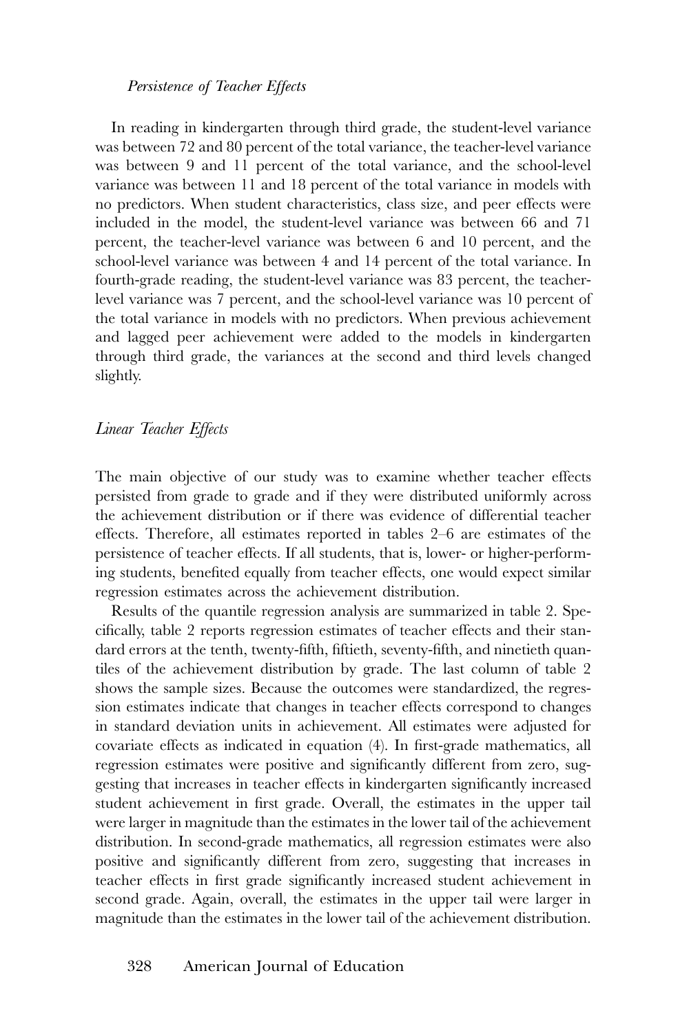*Persistence of Teacher Effects*

In reading in kindergarten through third grade, the student-level variance was between 72 and 80 percent of the total variance, the teacher-level variance was between 9 and 11 percent of the total variance, and the school-level variance was between 11 and 18 percent of the total variance in models with no predictors. When student characteristics, class size, and peer effects were included in the model, the student-level variance was between 66 and 71 percent, the teacher-level variance was between 6 and 10 percent, and the school-level variance was between 4 and 14 percent of the total variance. In fourth-grade reading, the student-level variance was 83 percent, the teacher-level variance was 7 percent, and the school-level variance was 10 percent of the total variance in models with no predictors. When previous achievement and lagged peer achievement were added to the models in kindergarten through third grade, the variances at the second and third levels changed slightly.

## *Linear Teacher Effects*

The main objective of our study was to examine whether teacher effects persisted from grade to grade and if they were distributed uniformly across the achievement distribution or if there was evidence of differential teacher effects. Therefore, all estimates reported in tables 2–6 are estimates of the persistence of teacher effects. If all students, that is, lower- or higher-performing students, benefited equally from teacher effects, one would expect similar regression estimates across the achievement distribution.

Results of the quantile regression analysis are summarized in table 2. Specifically, table 2 reports regression estimates of teacher effects and their standard errors at the tenth, twenty-fifth, fiftieth, seventy-fifth, and ninetieth quantiles of the achievement distribution by grade. The last column of table 2 shows the sample sizes. Because the outcomes were standardized, the regression estimates indicate that changes in teacher effects correspond to changes in standard deviation units in achievement. All estimates were adjusted for covariate effects as indicated in equation (4). In first-grade mathematics, all regression estimates were positive and significantly different from zero, suggesting that increases in teacher effects in kindergarten significantly increased student achievement in first grade. Overall, the estimates in the upper tail were larger in magnitude than the estimates in the lower tail of the achievement distribution. In second-grade mathematics, all regression estimates were also positive and significantly different from zero, suggesting that increases in teacher effects in first grade significantly increased student achievement in second grade. Again, overall, the estimates in the upper tail were larger in magnitude than the estimates in the lower tail of the achievement distribution.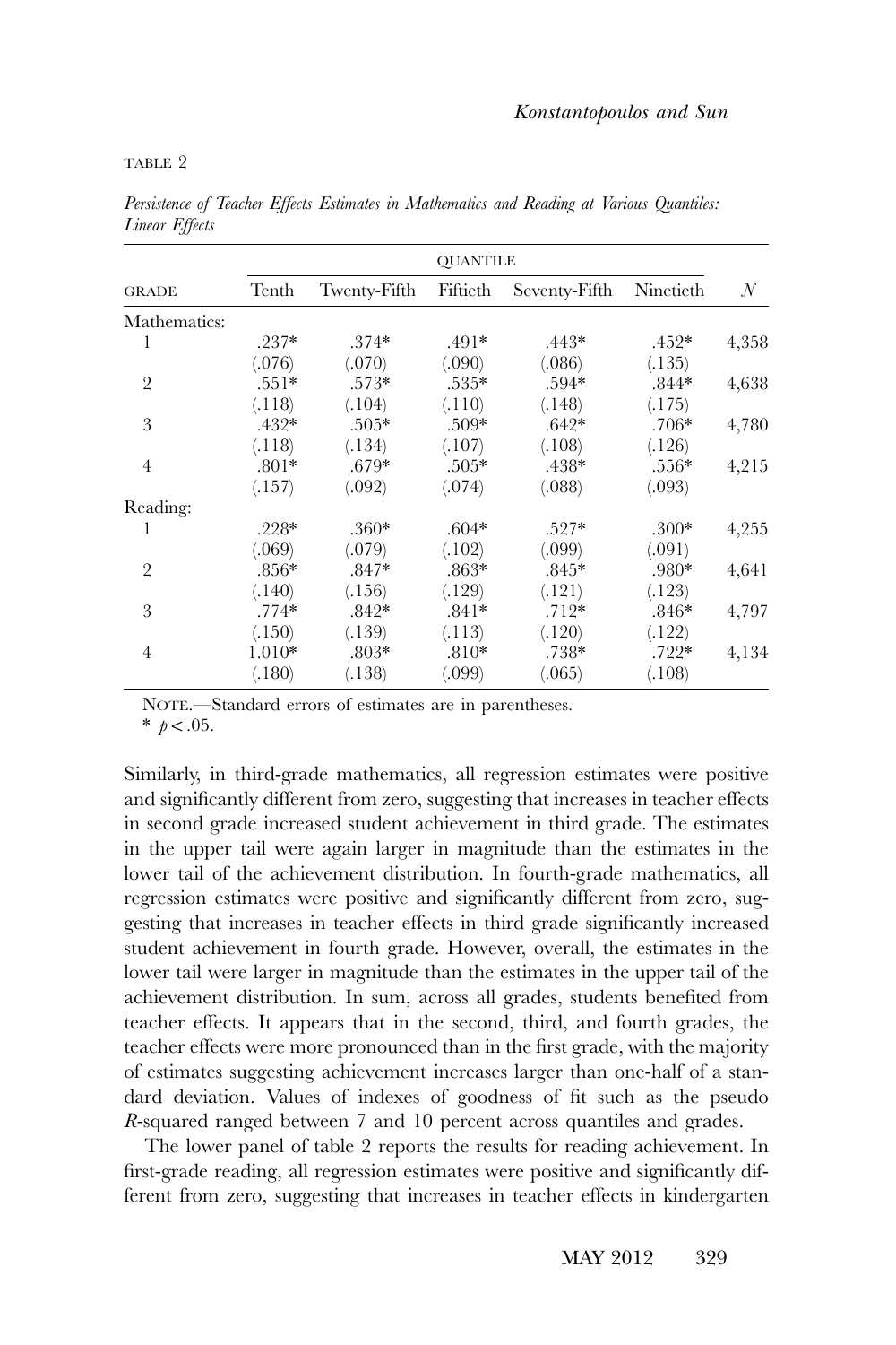TABLE 2

*Persistence of Teacher Effects Estimates in Mathematics and Reading at Various Quantiles: Linear Effects*

| GRADE | QUANTILE | | | | | $N$ |
|---|---|---|---|---|---|---|
| | Tenth | Twenty-Fifth | Fiftieth | Seventy-Fifth | Ninetieth | |
| Mathematics: | | | | | | |
| 1 | .237* | .374* | .491* | .443* | .452* | 4,358 |
| | (.076) | (.070) | (.090) | (.086) | (.135) | |
| 2 | .551* | .573* | .535* | .594* | .844* | 4,638 |
| | (.118) | (.104) | (.110) | (.148) | (.175) | |
| 3 | .432* | .505* | .509* | .642* | .706* | 4,780 |
| | (.118) | (.134) | (.107) | (.108) | (.126) | |
| 4 | .801* | .679* | .505* | .438* | .556* | 4,215 |
| | (.157) | (.092) | (.074) | (.088) | (.093) | |
| Reading: | | | | | | |
| 1 | .228* | .360* | .604* | .527* | .300* | 4,255 |
| | (.069) | (.079) | (.102) | (.099) | (.091) | |
| 2 | .856* | .847* | .863* | .845* | .980* | 4,641 |
| | (.140) | (.156) | (.129) | (.121) | (.123) | |
| 3 | .774* | .842* | .841* | .712* | .846* | 4,797 |
| | (.150) | (.139) | (.113) | (.120) | (.122) | |
| 4 | 1.010* | .803* | .810* | .738* | .722* | 4,134 |
| | (.180) | (.138) | (.099) | (.065) | (.108) | |

NOTE.—Standard errors of estimates are in parentheses.
\* $p < .05$.

Similarly, in third-grade mathematics, all regression estimates were positive and significantly different from zero, suggesting that increases in teacher effects in second grade increased student achievement in third grade. The estimates in the upper tail were again larger in magnitude than the estimates in the lower tail of the achievement distribution. In fourth-grade mathematics, all regression estimates were positive and significantly different from zero, suggesting that increases in teacher effects in third grade significantly increased student achievement in fourth grade. However, overall, the estimates in the lower tail were larger in magnitude than the estimates in the upper tail of the achievement distribution. In sum, across all grades, students benefited from teacher effects. It appears that in the second, third, and fourth grades, the teacher effects were more pronounced than in the first grade, with the majority of estimates suggesting achievement increases larger than one-half of a standard deviation. Values of indexes of goodness of fit such as the pseudo $R$-squared ranged between 7 and 10 percent across quantiles and grades.

The lower panel of table 2 reports the results for reading achievement. In first-grade reading, all regression estimates were positive and significantly different from zero, suggesting that increases in teacher effects in kindergarten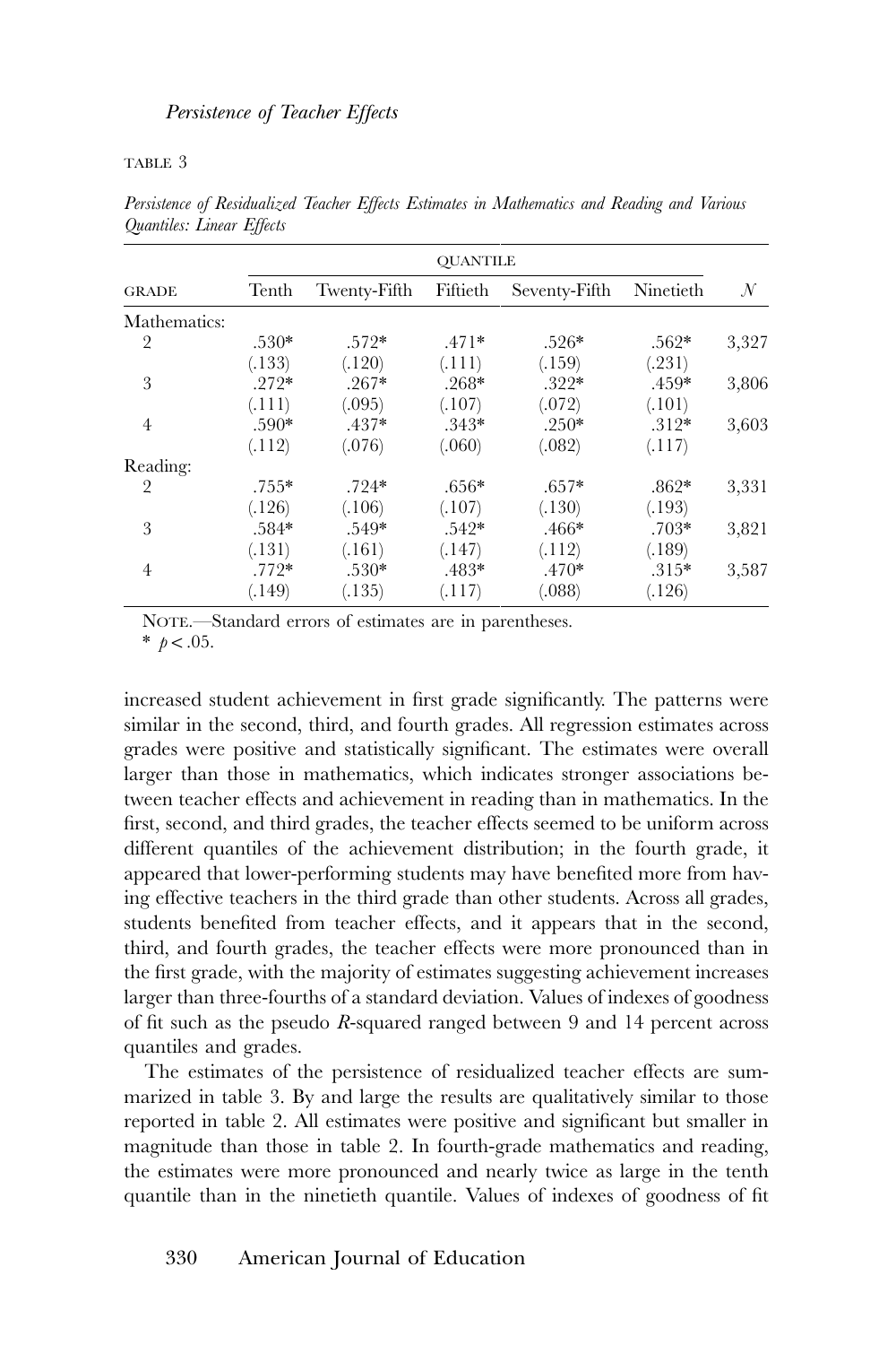TABLE 3

*Persistence of Residualized Teacher Effects Estimates in Mathematics and Reading and Various Quantiles: Linear Effects*

| GRADE | QUANTILE | | | | | $N$ |
|---|---|---|---|---|---|---|
| | Tenth | Twenty-Fifth | Fiftieth | Seventy-Fifth | Ninetieth | |
| Mathematics: | | | | | | |
| 2 | .530* | .572* | .471* | .526* | .562* | 3,327 |
| | (.133) | (.120) | (.111) | (.159) | (.231) | |
| 3 | .272* | .267* | .268* | .322* | .459* | 3,806 |
| | (.111) | (.095) | (.107) | (.072) | (.101) | |
| 4 | .590* | .437* | .343* | .250* | .312* | 3,603 |
| | (.112) | (.076) | (.060) | (.082) | (.117) | |
| Reading: | | | | | | |
| 2 | .755* | .724* | .656* | .657* | .862* | 3,331 |
| | (.126) | (.106) | (.107) | (.130) | (.193) | |
| 3 | .584* | .549* | .542* | .466* | .703* | 3,821 |
| | (.131) | (.161) | (.147) | (.112) | (.189) | |
| 4 | .772* | .530* | .483* | .470* | .315* | 3,587 |
| | (.149) | (.135) | (.117) | (.088) | (.126) | |

NOTE.—Standard errors of estimates are in parentheses.

* $p < .05$.

increased student achievement in first grade significantly. The patterns were similar in the second, third, and fourth grades. All regression estimates across grades were positive and statistically significant. The estimates were overall larger than those in mathematics, which indicates stronger associations between teacher effects and achievement in reading than in mathematics. In the first, second, and third grades, the teacher effects seemed to be uniform across different quantiles of the achievement distribution; in the fourth grade, it appeared that lower-performing students may have benefited more from having effective teachers in the third grade than other students. Across all grades, students benefited from teacher effects, and it appears that in the second, third, and fourth grades, the teacher effects were more pronounced than in the first grade, with the majority of estimates suggesting achievement increases larger than three-fourths of a standard deviation. Values of indexes of goodness of fit such as the pseudo $R$-squared ranged between 9 and 14 percent across quantiles and grades.

The estimates of the persistence of residualized teacher effects are summarized in table 3. By and large the results are qualitatively similar to those reported in table 2. All estimates were positive and significant but smaller in magnitude than those in table 2. In fourth-grade mathematics and reading, the estimates were more pronounced and nearly twice as large in the tenth quantile than in the ninetieth quantile. Values of indexes of goodness of fit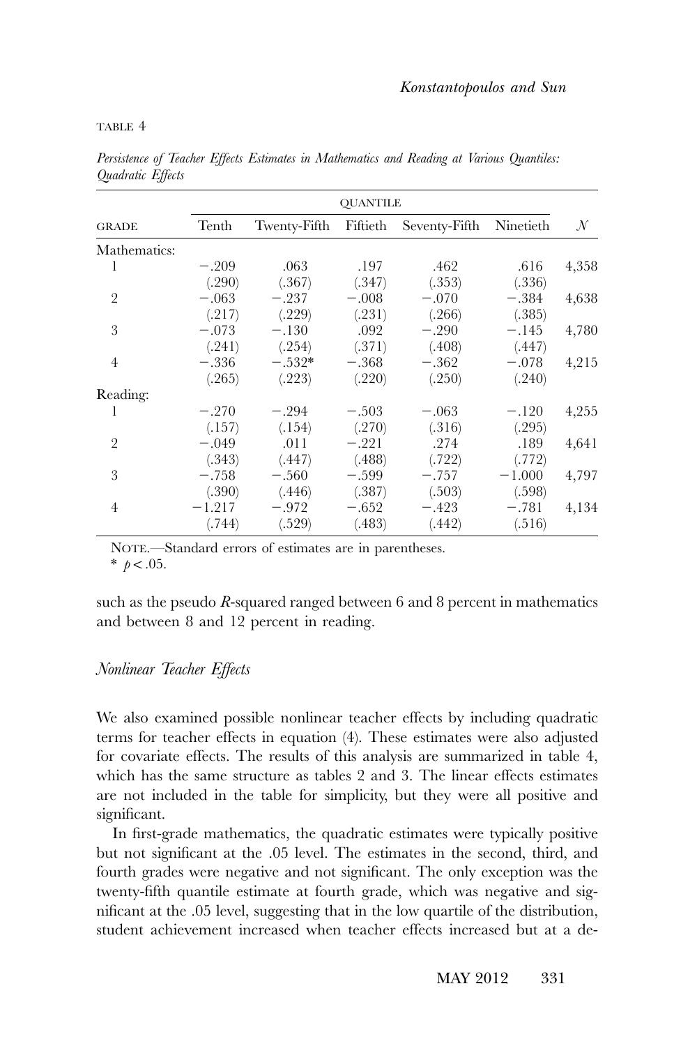TABLE 4

*Persistence of Teacher Effects Estimates in Mathematics and Reading at Various Quantiles: Quadratic Effects*

| | QUANTILE | | | | | |
|---|---|---|---|---|---|---|
| GRADE | Tenth | Twenty-Fifth | Fiftieth | Seventy-Fifth | Ninetieth | $N$ |
| Mathematics: | | | | | | |
| 1 | −.209 | .063 | .197 | .462 | .616 | 4,358 |
| | (.290) | (.367) | (.347) | (.353) | (.336) | |
| 2 | −.063 | −.237 | −.008 | −.070 | −.384 | 4,638 |
| | (.217) | (.229) | (.231) | (.266) | (.385) | |
| 3 | −.073 | −.130 | .092 | −.290 | −.145 | 4,780 |
| | (.241) | (.254) | (.371) | (.408) | (.447) | |
| 4 | −.336 | −.532* | −.368 | −.362 | −.078 | 4,215 |
| | (.265) | (.223) | (.220) | (.250) | (.240) | |
| Reading: | | | | | | |
| 1 | −.270 | −.294 | −.503 | −.063 | −.120 | 4,255 |
| | (.157) | (.154) | (.270) | (.316) | (.295) | |
| 2 | −.049 | .011 | −.221 | .274 | .189 | 4,641 |
| | (.343) | (.447) | (.488) | (.722) | (.772) | |
| 3 | −.758 | −.560 | −.599 | −.757 | −1.000 | 4,797 |
| | (.390) | (.446) | (.387) | (.503) | (.598) | |
| 4 | −1.217 | −.972 | −.652 | −.423 | −.781 | 4,134 |
| | (.744) | (.529) | (.483) | (.442) | (.516) | |

NOTE.—Standard errors of estimates are in parentheses.
* $p < .05$.

such as the pseudo $R$-squared ranged between 6 and 8 percent in mathematics and between 8 and 12 percent in reading.

### *Nonlinear Teacher Effects*

We also examined possible nonlinear teacher effects by including quadratic terms for teacher effects in equation (4). These estimates were also adjusted for covariate effects. The results of this analysis are summarized in table 4, which has the same structure as tables 2 and 3. The linear effects estimates are not included in the table for simplicity, but they were all positive and significant.

In first-grade mathematics, the quadratic estimates were typically positive but not significant at the .05 level. The estimates in the second, third, and fourth grades were negative and not significant. The only exception was the twenty-fifth quantile estimate at fourth grade, which was negative and significant at the .05 level, suggesting that in the low quartile of the distribution, student achievement increased when teacher effects increased but at a de-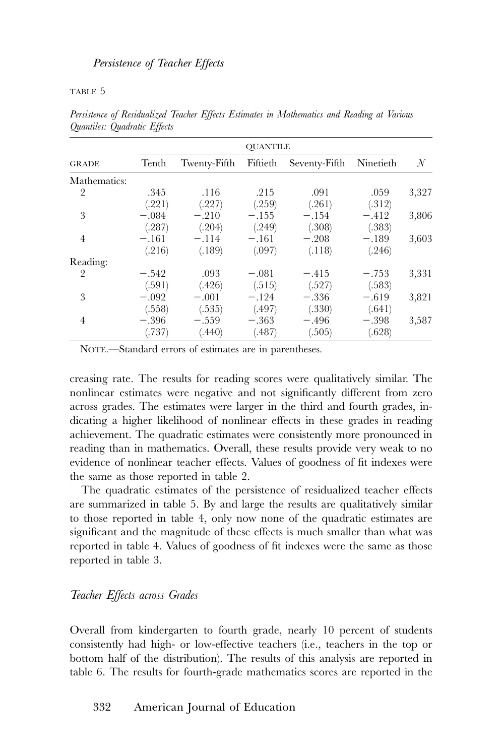TABLE 5

*Persistence of Residualized Teacher Effects Estimates in Mathematics and Reading at Various Quantiles: Quadratic Effects*

| GRADE | QUANTILE | | | | | $N$ |
|---|---|---|---|---|---|---|
| | Tenth | Twenty-Fifth | Fiftieth | Seventy-Fifth | Ninetieth | |
| Mathematics: | | | | | | |
| 2 | .345 | .116 | .215 | .091 | .059 | 3,327 |
| | (.221) | (.227) | (.259) | (.261) | (.312) | |
| 3 | −.084 | −.210 | −.155 | −.154 | −.412 | 3,806 |
| | (.287) | (.204) | (.249) | (.308) | (.383) | |
| 4 | −.161 | −.114 | −.161 | −.208 | −.189 | 3,603 |
| | (.216) | (.189) | (.097) | (.118) | (.246) | |
| Reading: | | | | | | |
| 2 | −.542 | .093 | −.081 | −.415 | −.753 | 3,331 |
| | (.591) | (.426) | (.515) | (.527) | (.583) | |
| 3 | −.092 | −.001 | −.124 | −.336 | −.619 | 3,821 |
| | (.558) | (.535) | (.497) | (.330) | (.641) | |
| 4 | −.396 | −.559 | −.363 | −.496 | −.398 | 3,587 |
| | (.737) | (.440) | (.487) | (.505) | (.628) | |

NOTE.—Standard errors of estimates are in parentheses.

creasing rate. The results for reading scores were qualitatively similar. The nonlinear estimates were negative and not significantly different from zero across grades. The estimates were larger in the third and fourth grades, indicating a higher likelihood of nonlinear effects in these grades in reading achievement. The quadratic estimates were consistently more pronounced in reading than in mathematics. Overall, these results provide very weak to no evidence of nonlinear teacher effects. Values of goodness of fit indexes were the same as those reported in table 2.

The quadratic estimates of the persistence of residualized teacher effects are summarized in table 5. By and large the results are qualitatively similar to those reported in table 4, only now none of the quadratic estimates are significant and the magnitude of these effects is much smaller than what was reported in table 4. Values of goodness of fit indexes were the same as those reported in table 3.

### *Teacher Effects across Grades*

Overall from kindergarten to fourth grade, nearly 10 percent of students consistently had high- or low-effective teachers (i.e., teachers in the top or bottom half of the distribution). The results of this analysis are reported in table 6. The results for fourth-grade mathematics scores are reported in the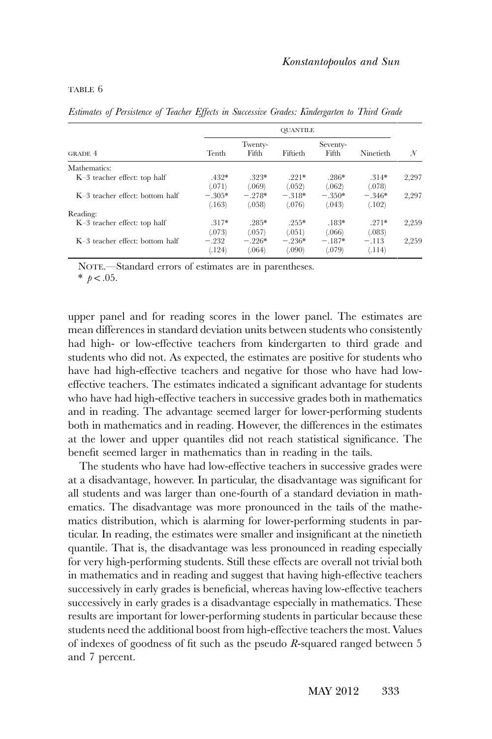TABLE 6

*Estimates of Persistence of Teacher Effects in Successive Grades: Kindergarten to Third Grade*

| | QUANTILE | | | | | |
|---|---|---|---|---|---|---|
| GRADE 4 | Tenth | Twenty-Fifth | Fiftieth | Seventy-Fifth | Ninetieth | $N$ |
| Mathematics: | | | | | | |
| K–3 teacher effect: top half | .432* | .323* | .221* | .286* | .314* | 2,297 |
| | (.071) | (.069) | (.052) | (.062) | (.078) | |
| K–3 teacher effect: bottom half | −.305* | −.278* | −.318* | −.350* | −.346* | 2,297 |
| | (.163) | (.058) | (.076) | (.043) | (.102) | |
| Reading: | | | | | | |
| K–3 teacher effect: top half | .317* | .285* | .255* | .183* | .271* | 2,259 |
| | (.073) | (.057) | (.051) | (.066) | (.083) | |
| K–3 teacher effect: bottom half | −.232 | −.226* | −.236* | −.187* | −.113 | 2,259 |
| | (.124) | (.064) | (.090) | (.079) | (.114) | |

NOTE.—Standard errors of estimates are in parentheses.

* $p < .05$.

upper panel and for reading scores in the lower panel. The estimates are mean differences in standard deviation units between students who consistently had high- or low-effective teachers from kindergarten to third grade and students who did not. As expected, the estimates are positive for students who have had high-effective teachers and negative for those who have had low-effective teachers. The estimates indicated a significant advantage for students who have had high-effective teachers in successive grades both in mathematics and in reading. The advantage seemed larger for lower-performing students both in mathematics and in reading. However, the differences in the estimates at the lower and upper quantiles did not reach statistical significance. The benefit seemed larger in mathematics than in reading in the tails.

The students who have had low-effective teachers in successive grades were at a disadvantage, however. In particular, the disadvantage was significant for all students and was larger than one-fourth of a standard deviation in mathematics. The disadvantage was more pronounced in the tails of the mathematics distribution, which is alarming for lower-performing students in particular. In reading, the estimates were smaller and insignificant at the ninetieth quantile. That is, the disadvantage was less pronounced in reading especially for very high-performing students. Still these effects are overall not trivial both in mathematics and in reading and suggest that having high-effective teachers successively in early grades is beneficial, whereas having low-effective teachers successively in early grades is a disadvantage especially in mathematics. These results are important for lower-performing students in particular because these students need the additional boost from high-effective teachers the most. Values of indexes of goodness of fit such as the pseudo $R$-squared ranged between 5 and 7 percent.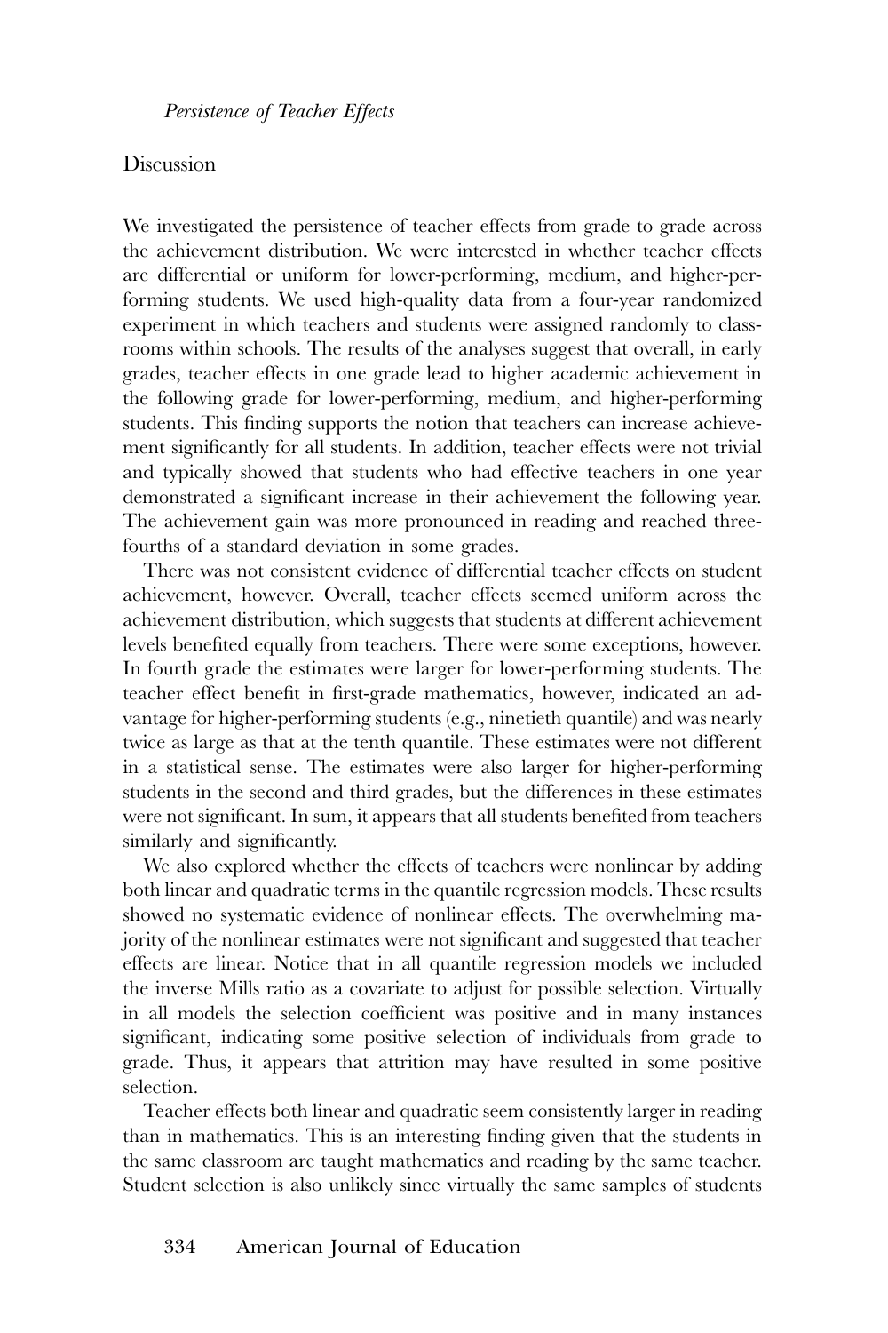## Discussion

We investigated the persistence of teacher effects from grade to grade across the achievement distribution. We were interested in whether teacher effects are differential or uniform for lower-performing, medium, and higher-performing students. We used high-quality data from a four-year randomized experiment in which teachers and students were assigned randomly to classrooms within schools. The results of the analyses suggest that overall, in early grades, teacher effects in one grade lead to higher academic achievement in the following grade for lower-performing, medium, and higher-performing students. This finding supports the notion that teachers can increase achievement significantly for all students. In addition, teacher effects were not trivial and typically showed that students who had effective teachers in one year demonstrated a significant increase in their achievement the following year. The achievement gain was more pronounced in reading and reached three-fourths of a standard deviation in some grades.

There was not consistent evidence of differential teacher effects on student achievement, however. Overall, teacher effects seemed uniform across the achievement distribution, which suggests that students at different achievement levels benefited equally from teachers. There were some exceptions, however. In fourth grade the estimates were larger for lower-performing students. The teacher effect benefit in first-grade mathematics, however, indicated an advantage for higher-performing students (e.g., ninetieth quantile) and was nearly twice as large as that at the tenth quantile. These estimates were not different in a statistical sense. The estimates were also larger for higher-performing students in the second and third grades, but the differences in these estimates were not significant. In sum, it appears that all students benefited from teachers similarly and significantly.

We also explored whether the effects of teachers were nonlinear by adding both linear and quadratic terms in the quantile regression models. These results showed no systematic evidence of nonlinear effects. The overwhelming majority of the nonlinear estimates were not significant and suggested that teacher effects are linear. Notice that in all quantile regression models we included the inverse Mills ratio as a covariate to adjust for possible selection. Virtually in all models the selection coefficient was positive and in many instances significant, indicating some positive selection of individuals from grade to grade. Thus, it appears that attrition may have resulted in some positive selection.

Teacher effects both linear and quadratic seem consistently larger in reading than in mathematics. This is an interesting finding given that the students in the same classroom are taught mathematics and reading by the same teacher. Student selection is also unlikely since virtually the same samples of students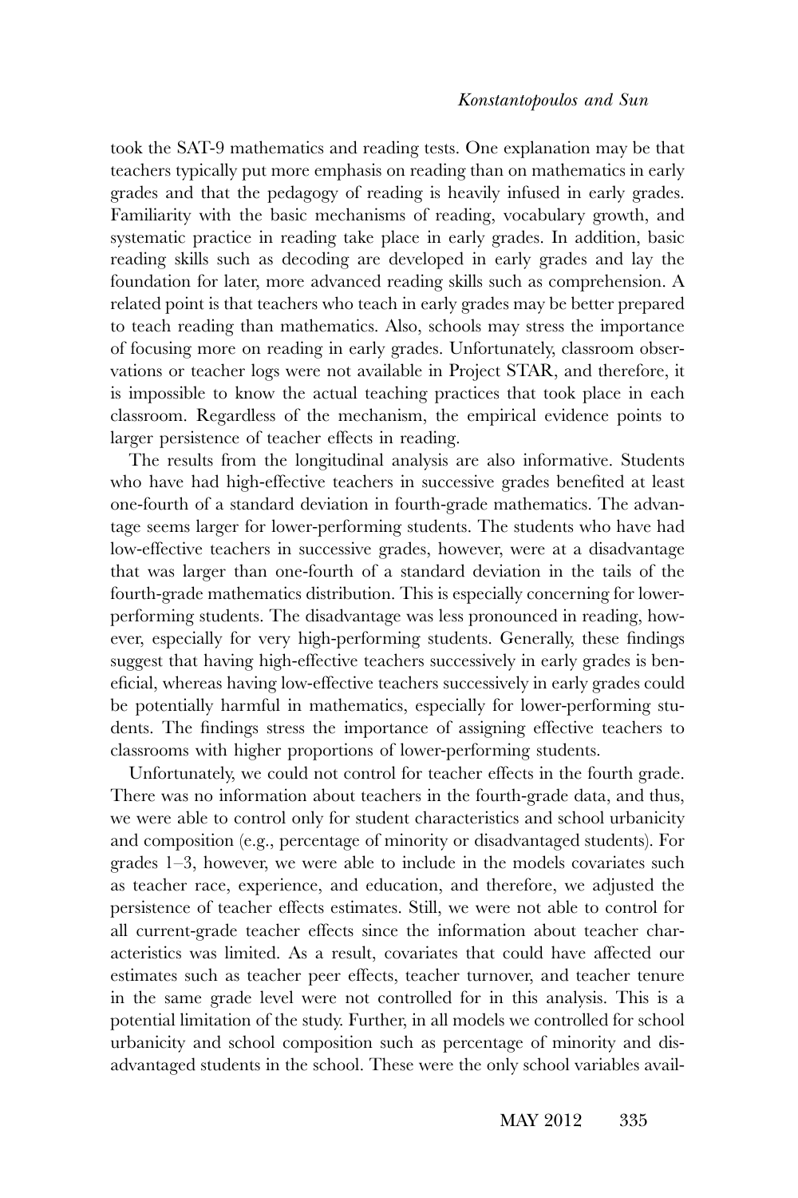took the SAT-9 mathematics and reading tests. One explanation may be that teachers typically put more emphasis on reading than on mathematics in early grades and that the pedagogy of reading is heavily infused in early grades. Familiarity with the basic mechanisms of reading, vocabulary growth, and systematic practice in reading take place in early grades. In addition, basic reading skills such as decoding are developed in early grades and lay the foundation for later, more advanced reading skills such as comprehension. A related point is that teachers who teach in early grades may be better prepared to teach reading than mathematics. Also, schools may stress the importance of focusing more on reading in early grades. Unfortunately, classroom observations or teacher logs were not available in Project STAR, and therefore, it is impossible to know the actual teaching practices that took place in each classroom. Regardless of the mechanism, the empirical evidence points to larger persistence of teacher effects in reading.

The results from the longitudinal analysis are also informative. Students who have had high-effective teachers in successive grades benefited at least one-fourth of a standard deviation in fourth-grade mathematics. The advantage seems larger for lower-performing students. The students who have had low-effective teachers in successive grades, however, were at a disadvantage that was larger than one-fourth of a standard deviation in the tails of the fourth-grade mathematics distribution. This is especially concerning for lower-performing students. The disadvantage was less pronounced in reading, however, especially for very high-performing students. Generally, these findings suggest that having high-effective teachers successively in early grades is beneficial, whereas having low-effective teachers successively in early grades could be potentially harmful in mathematics, especially for lower-performing students. The findings stress the importance of assigning effective teachers to classrooms with higher proportions of lower-performing students.

Unfortunately, we could not control for teacher effects in the fourth grade. There was no information about teachers in the fourth-grade data, and thus, we were able to control only for student characteristics and school urbanicity and composition (e.g., percentage of minority or disadvantaged students). For grades 1–3, however, we were able to include in the models covariates such as teacher race, experience, and education, and therefore, we adjusted the persistence of teacher effects estimates. Still, we were not able to control for all current-grade teacher effects since the information about teacher characteristics was limited. As a result, covariates that could have affected our estimates such as teacher peer effects, teacher turnover, and teacher tenure in the same grade level were not controlled for in this analysis. This is a potential limitation of the study. Further, in all models we controlled for school urbanicity and school composition such as percentage of minority and disadvantaged students in the school. These were the only school variables avail-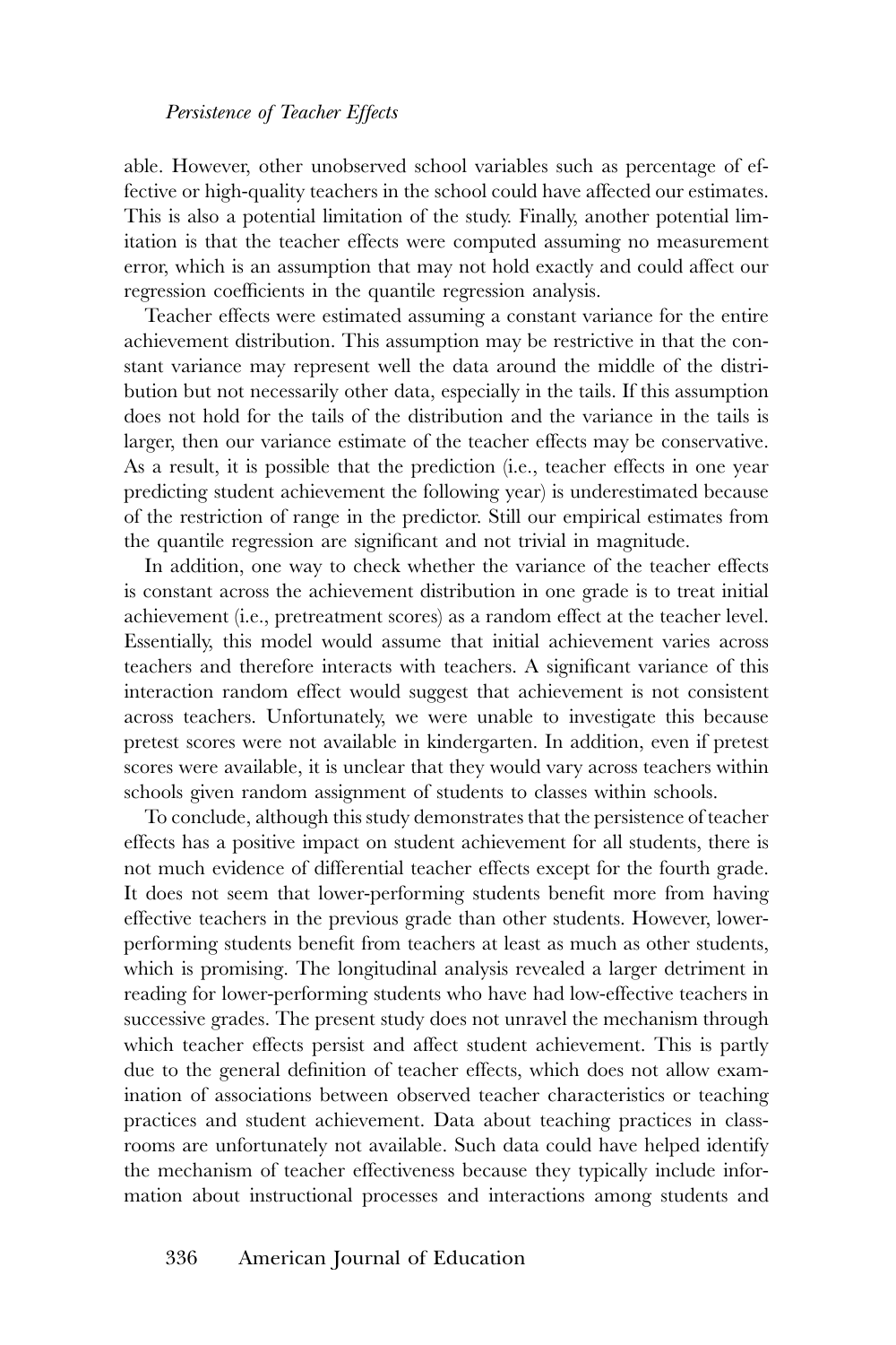able. However, other unobserved school variables such as percentage of effective or high-quality teachers in the school could have affected our estimates. This is also a potential limitation of the study. Finally, another potential limitation is that the teacher effects were computed assuming no measurement error, which is an assumption that may not hold exactly and could affect our regression coefficients in the quantile regression analysis.

Teacher effects were estimated assuming a constant variance for the entire achievement distribution. This assumption may be restrictive in that the constant variance may represent well the data around the middle of the distribution but not necessarily other data, especially in the tails. If this assumption does not hold for the tails of the distribution and the variance in the tails is larger, then our variance estimate of the teacher effects may be conservative. As a result, it is possible that the prediction (i.e., teacher effects in one year predicting student achievement the following year) is underestimated because of the restriction of range in the predictor. Still our empirical estimates from the quantile regression are significant and not trivial in magnitude.

In addition, one way to check whether the variance of the teacher effects is constant across the achievement distribution in one grade is to treat initial achievement (i.e., pretreatment scores) as a random effect at the teacher level. Essentially, this model would assume that initial achievement varies across teachers and therefore interacts with teachers. A significant variance of this interaction random effect would suggest that achievement is not consistent across teachers. Unfortunately, we were unable to investigate this because pretest scores were not available in kindergarten. In addition, even if pretest scores were available, it is unclear that they would vary across teachers within schools given random assignment of students to classes within schools.

To conclude, although this study demonstrates that the persistence of teacher effects has a positive impact on student achievement for all students, there is not much evidence of differential teacher effects except for the fourth grade. It does not seem that lower-performing students benefit more from having effective teachers in the previous grade than other students. However, lower-performing students benefit from teachers at least as much as other students, which is promising. The longitudinal analysis revealed a larger detriment in reading for lower-performing students who have had low-effective teachers in successive grades. The present study does not unravel the mechanism through which teacher effects persist and affect student achievement. This is partly due to the general definition of teacher effects, which does not allow examination of associations between observed teacher characteristics or teaching practices and student achievement. Data about teaching practices in classrooms are unfortunately not available. Such data could have helped identify the mechanism of teacher effectiveness because they typically include information about instructional processes and interactions among students and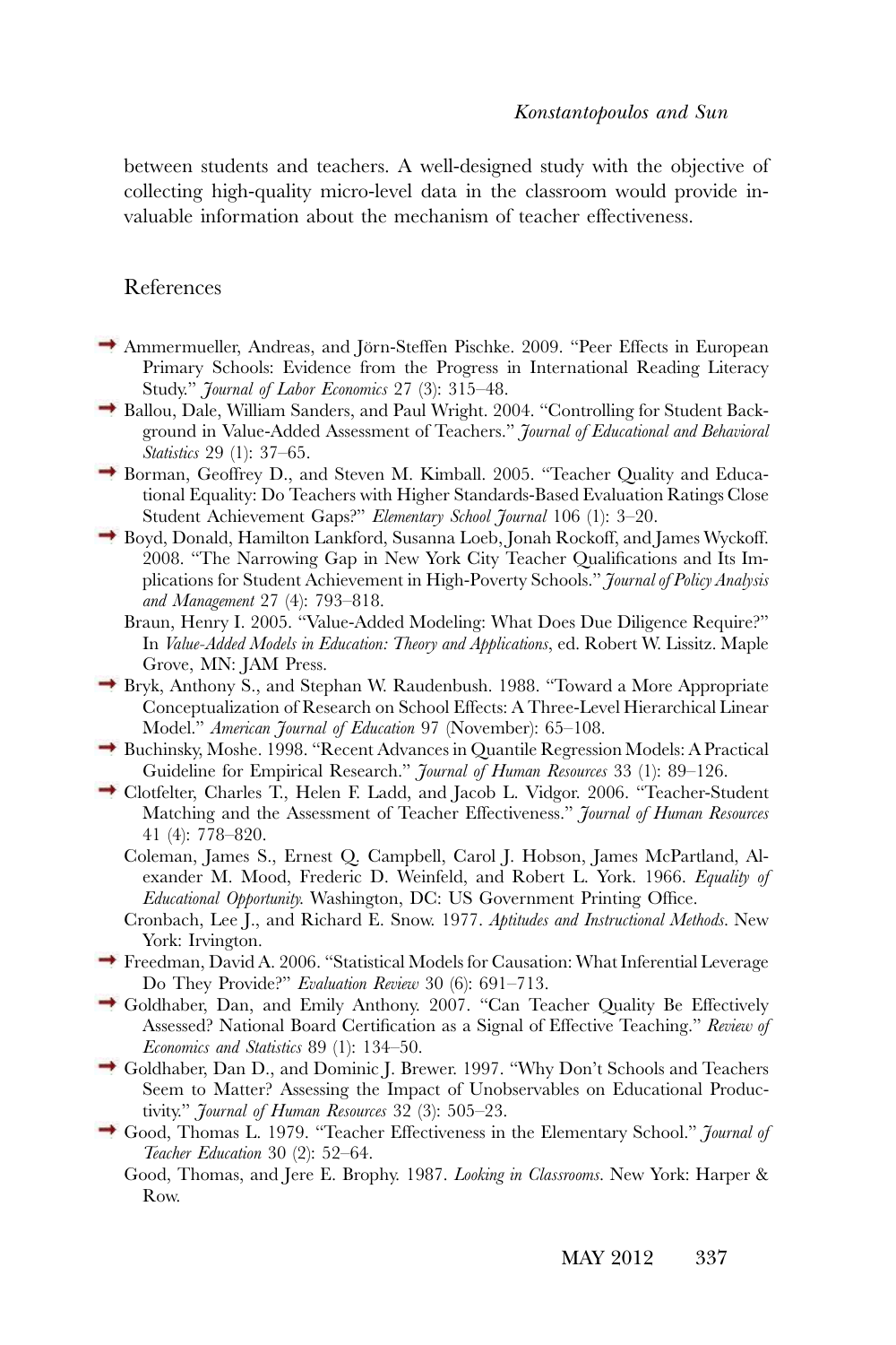between students and teachers. A well-designed study with the objective of collecting high-quality micro-level data in the classroom would provide invaluable information about the mechanism of teacher effectiveness.

## References

Ammermueller, Andreas, and Jörn-Steffen Pischke. 2009. "Peer Effects in European Primary Schools: Evidence from the Progress in International Reading Literacy Study." *Journal of Labor Economics* 27 (3): 315–48.

Ballou, Dale, William Sanders, and Paul Wright. 2004. "Controlling for Student Background in Value-Added Assessment of Teachers." *Journal of Educational and Behavioral Statistics* 29 (1): 37–65.

Borman, Geoffrey D., and Steven M. Kimball. 2005. "Teacher Quality and Educational Equality: Do Teachers with Higher Standards-Based Evaluation Ratings Close Student Achievement Gaps?" *Elementary School Journal* 106 (1): 3–20.

Boyd, Donald, Hamilton Lankford, Susanna Loeb, Jonah Rockoff, and James Wyckoff. 2008. "The Narrowing Gap in New York City Teacher Qualifications and Its Implications for Student Achievement in High-Poverty Schools." *Journal of Policy Analysis and Management* 27 (4): 793–818.

Braun, Henry I. 2005. "Value-Added Modeling: What Does Due Diligence Require?" In *Value-Added Models in Education: Theory and Applications*, ed. Robert W. Lissitz. Maple Grove, MN: JAM Press.

Bryk, Anthony S., and Stephan W. Raudenbush. 1988. "Toward a More Appropriate Conceptualization of Research on School Effects: A Three-Level Hierarchical Linear Model." *American Journal of Education* 97 (November): 65–108.

Buchinsky, Moshe. 1998. "Recent Advances in Quantile Regression Models: A Practical Guideline for Empirical Research." *Journal of Human Resources* 33 (1): 89–126.

Clotfelter, Charles T., Helen F. Ladd, and Jacob L. Vidgor. 2006. "Teacher-Student Matching and the Assessment of Teacher Effectiveness." *Journal of Human Resources* 41 (4): 778–820.

Coleman, James S., Ernest Q. Campbell, Carol J. Hobson, James McPartland, Alexander M. Mood, Frederic D. Weinfeld, and Robert L. York. 1966. *Equality of Educational Opportunity.* Washington, DC: US Government Printing Office.

Cronbach, Lee J., and Richard E. Snow. 1977. *Aptitudes and Instructional Methods*. New York: Irvington.

Freedman, David A. 2006. "Statistical Models for Causation: What Inferential Leverage Do They Provide?" *Evaluation Review* 30 (6): 691–713.

Goldhaber, Dan, and Emily Anthony. 2007. "Can Teacher Quality Be Effectively Assessed? National Board Certification as a Signal of Effective Teaching." *Review of Economics and Statistics* 89 (1): 134–50.

Goldhaber, Dan D., and Dominic J. Brewer. 1997. "Why Don't Schools and Teachers Seem to Matter? Assessing the Impact of Unobservables on Educational Productivity." *Journal of Human Resources* 32 (3): 505–23.

Good, Thomas L. 1979. "Teacher Effectiveness in the Elementary School." *Journal of Teacher Education* 30 (2): 52–64.

Good, Thomas, and Jere E. Brophy. 1987. *Looking in Classrooms*. New York: Harper & Row.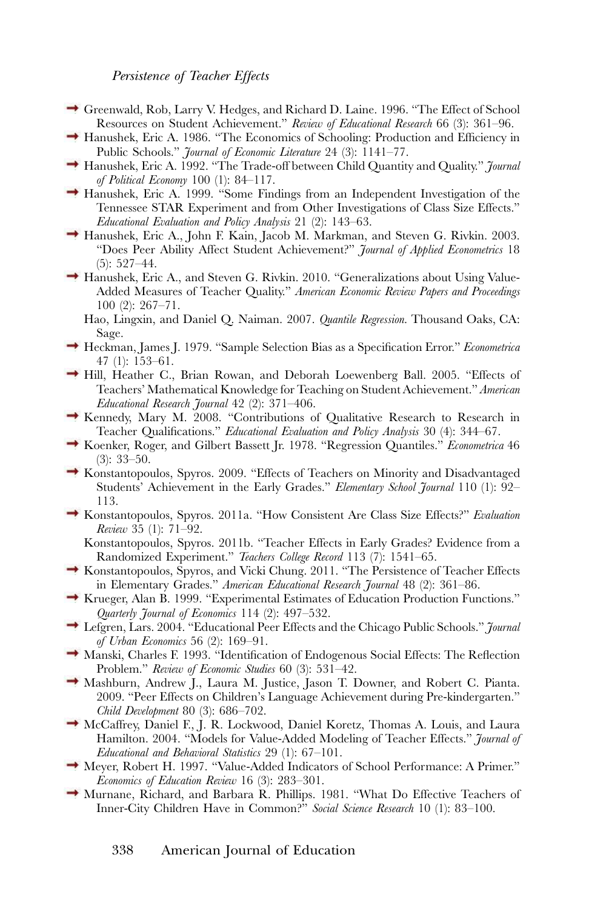Greenwald, Rob, Larry V. Hedges, and Richard D. Laine. 1996. "The Effect of School Resources on Student Achievement." *Review of Educational Research* 66 (3): 361–96.

Hanushek, Eric A. 1986. "The Economics of Schooling: Production and Efficiency in Public Schools." *Journal of Economic Literature* 24 (3): 1141–77.

Hanushek, Eric A. 1992. "The Trade-off between Child Quantity and Quality." *Journal of Political Economy* 100 (1): 84–117.

Hanushek, Eric A. 1999. "Some Findings from an Independent Investigation of the Tennessee STAR Experiment and from Other Investigations of Class Size Effects." *Educational Evaluation and Policy Analysis* 21 (2): 143–63.

Hanushek, Eric A., John F. Kain, Jacob M. Markman, and Steven G. Rivkin. 2003. "Does Peer Ability Affect Student Achievement?" *Journal of Applied Econometrics* 18 (5): 527–44.

Hanushek, Eric A., and Steven G. Rivkin. 2010. "Generalizations about Using Value-Added Measures of Teacher Quality." *American Economic Review Papers and Proceedings* 100 (2): 267–71.

Hao, Lingxin, and Daniel Q. Naiman. 2007. *Quantile Regression*. Thousand Oaks, CA: Sage.

Heckman, James J. 1979. "Sample Selection Bias as a Specification Error." *Econometrica* 47 (1): 153–61.

Hill, Heather C., Brian Rowan, and Deborah Loewenberg Ball. 2005. "Effects of Teachers' Mathematical Knowledge for Teaching on Student Achievement." *American Educational Research Journal* 42 (2): 371–406.

Kennedy, Mary M. 2008. "Contributions of Qualitative Research to Research in Teacher Qualifications." *Educational Evaluation and Policy Analysis* 30 (4): 344–67.

Koenker, Roger, and Gilbert Bassett Jr. 1978. "Regression Quantiles." *Econometrica* 46 (3): 33–50.

Konstantopoulos, Spyros. 2009. "Effects of Teachers on Minority and Disadvantaged Students' Achievement in the Early Grades." *Elementary School Journal* 110 (1): 92–113.

Konstantopoulos, Spyros. 2011a. "How Consistent Are Class Size Effects?" *Evaluation Review* 35 (1): 71–92.

Konstantopoulos, Spyros. 2011b. "Teacher Effects in Early Grades? Evidence from a Randomized Experiment." *Teachers College Record* 113 (7): 1541–65.

Konstantopoulos, Spyros, and Vicki Chung. 2011. "The Persistence of Teacher Effects in Elementary Grades." *American Educational Research Journal* 48 (2): 361–86.

Krueger, Alan B. 1999. "Experimental Estimates of Education Production Functions." *Quarterly Journal of Economics* 114 (2): 497–532.

Lefgren, Lars. 2004. "Educational Peer Effects and the Chicago Public Schools." *Journal of Urban Economics* 56 (2): 169–91.

Manski, Charles F. 1993. "Identification of Endogenous Social Effects: The Reflection Problem." *Review of Economic Studies* 60 (3): 531–42.

Mashburn, Andrew J., Laura M. Justice, Jason T. Downer, and Robert C. Pianta. 2009. "Peer Effects on Children's Language Achievement during Pre-kindergarten." *Child Development* 80 (3): 686–702.

McCaffrey, Daniel F., J. R. Lockwood, Daniel Koretz, Thomas A. Louis, and Laura Hamilton. 2004. "Models for Value-Added Modeling of Teacher Effects." *Journal of Educational and Behavioral Statistics* 29 (1): 67–101.

Meyer, Robert H. 1997. "Value-Added Indicators of School Performance: A Primer." *Economics of Education Review* 16 (3): 283–301.

Murnane, Richard, and Barbara R. Phillips. 1981. "What Do Effective Teachers of Inner-City Children Have in Common?" *Social Science Research* 10 (1): 83–100.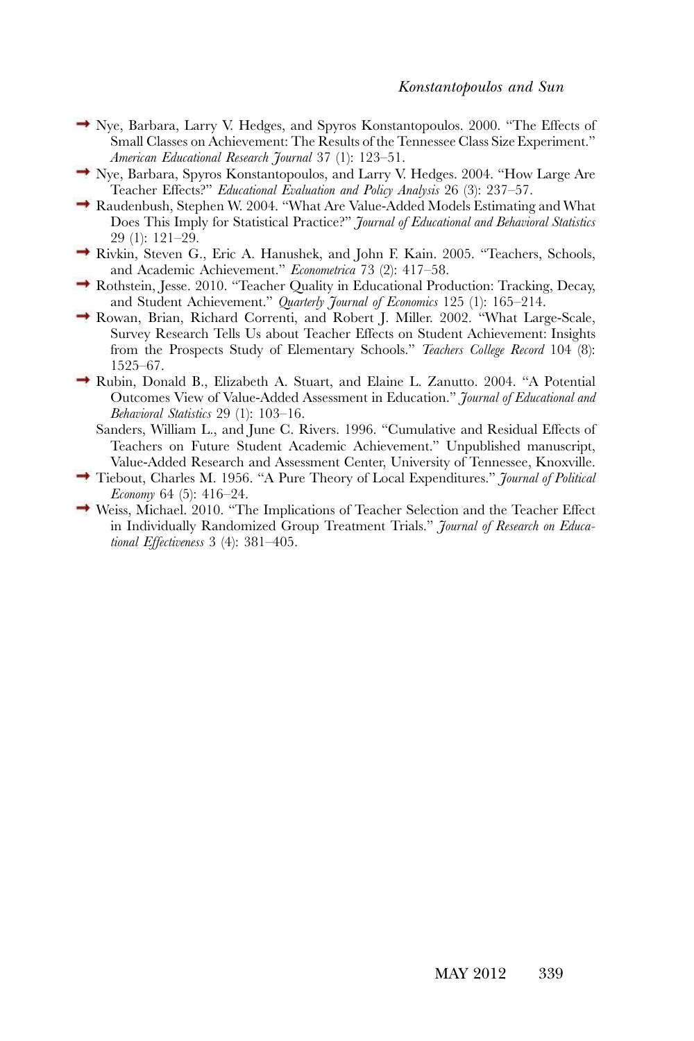Nye, Barbara, Larry V. Hedges, and Spyros Konstantopoulos. 2000. "The Effects of Small Classes on Achievement: The Results of the Tennessee Class Size Experiment." *American Educational Research Journal* 37 (1): 123–51.

Nye, Barbara, Spyros Konstantopoulos, and Larry V. Hedges. 2004. "How Large Are Teacher Effects?" *Educational Evaluation and Policy Analysis* 26 (3): 237–57.

Raudenbush, Stephen W. 2004. "What Are Value-Added Models Estimating and What Does This Imply for Statistical Practice?" *Journal of Educational and Behavioral Statistics* 29 (1): 121–29.

Rivkin, Steven G., Eric A. Hanushek, and John F. Kain. 2005. "Teachers, Schools, and Academic Achievement." *Econometrica* 73 (2): 417–58.

Rothstein, Jesse. 2010. "Teacher Quality in Educational Production: Tracking, Decay, and Student Achievement." *Quarterly Journal of Economics* 125 (1): 165–214.

Rowan, Brian, Richard Correnti, and Robert J. Miller. 2002. "What Large-Scale, Survey Research Tells Us about Teacher Effects on Student Achievement: Insights from the Prospects Study of Elementary Schools." *Teachers College Record* 104 (8): 1525–67.

Rubin, Donald B., Elizabeth A. Stuart, and Elaine L. Zanutto. 2004. "A Potential Outcomes View of Value-Added Assessment in Education." *Journal of Educational and Behavioral Statistics* 29 (1): 103–16.

Sanders, William L., and June C. Rivers. 1996. "Cumulative and Residual Effects of Teachers on Future Student Academic Achievement." Unpublished manuscript, Value-Added Research and Assessment Center, University of Tennessee, Knoxville.

Tiebout, Charles M. 1956. "A Pure Theory of Local Expenditures." *Journal of Political Economy* 64 (5): 416–24.

Weiss, Michael. 2010. "The Implications of Teacher Selection and the Teacher Effect in Individually Randomized Group Treatment Trials." *Journal of Research on Educational Effectiveness* 3 (4): 381–405.